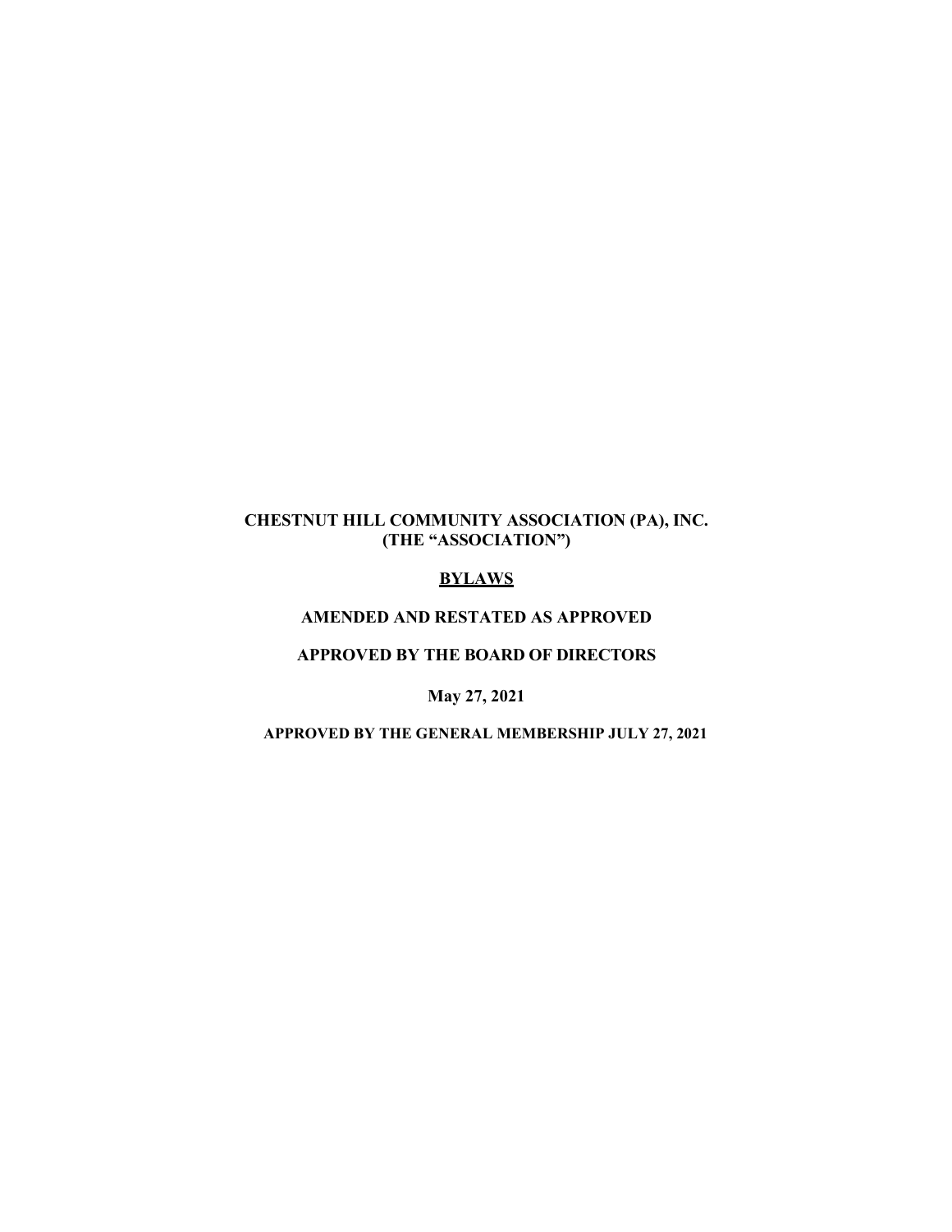# CHESTNUT HILL COMMUNITY ASSOCIATION (PA), INC.
# (THE "ASSOCIATION")

## BYLAWS

**AMENDED AND RESTATED AS APPROVED**

**APPROVED BY THE BOARD OF DIRECTORS**

**May 27, 2021**

**APPROVED BY THE GENERAL MEMBERSHIP JULY 27, 2021**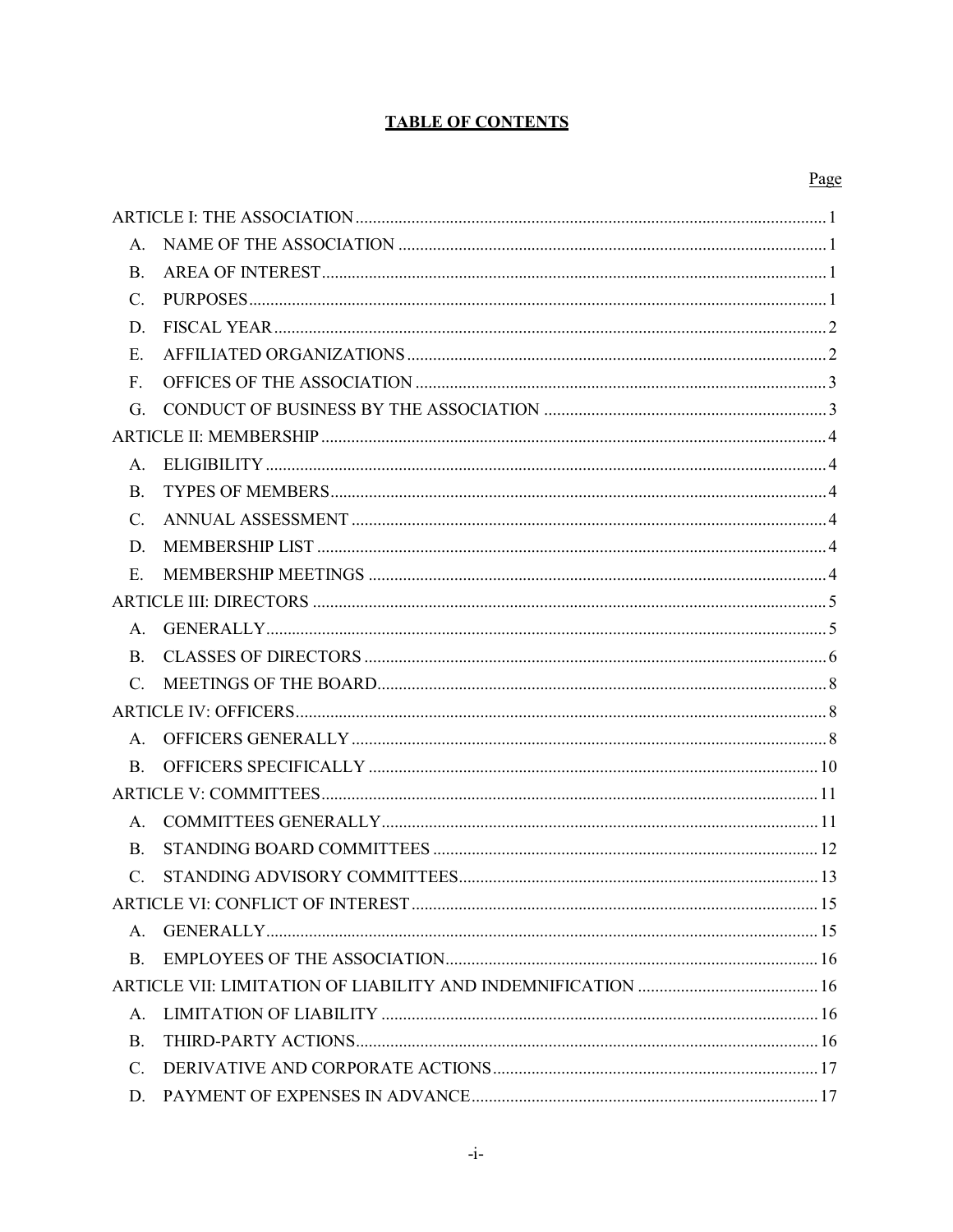# TABLE OF CONTENTS

| | Page |
|---|---|
| ARTICLE I: THE ASSOCIATION | 1 |
| A. NAME OF THE ASSOCIATION | 1 |
| B. AREA OF INTEREST | 1 |
| C. PURPOSES | 1 |
| D. FISCAL YEAR | 2 |
| E. AFFILIATED ORGANIZATIONS | 2 |
| F. OFFICES OF THE ASSOCIATION | 3 |
| G. CONDUCT OF BUSINESS BY THE ASSOCIATION | 3 |
| ARTICLE II: MEMBERSHIP | 4 |
| A. ELIGIBILITY | 4 |
| B. TYPES OF MEMBERS | 4 |
| C. ANNUAL ASSESSMENT | 4 |
| D. MEMBERSHIP LIST | 4 |
| E. MEMBERSHIP MEETINGS | 4 |
| ARTICLE III: DIRECTORS | 5 |
| A. GENERALLY | 5 |
| B. CLASSES OF DIRECTORS | 6 |
| C. MEETINGS OF THE BOARD | 8 |
| ARTICLE IV: OFFICERS | 8 |
| A. OFFICERS GENERALLY | 8 |
| B. OFFICERS SPECIFICALLY | 10 |
| ARTICLE V: COMMITTEES | 11 |
| A. COMMITTEES GENERALLY | 11 |
| B. STANDING BOARD COMMITTEES | 12 |
| C. STANDING ADVISORY COMMITTEES | 13 |
| ARTICLE VI: CONFLICT OF INTEREST | 15 |
| A. GENERALLY | 15 |
| B. EMPLOYEES OF THE ASSOCIATION | 16 |
| ARTICLE VII: LIMITATION OF LIABILITY AND INDEMNIFICATION | 16 |
| A. LIMITATION OF LIABILITY | 16 |
| B. THIRD-PARTY ACTIONS | 16 |
| C. DERIVATIVE AND CORPORATE ACTIONS | 17 |
| D. PAYMENT OF EXPENSES IN ADVANCE | 17 |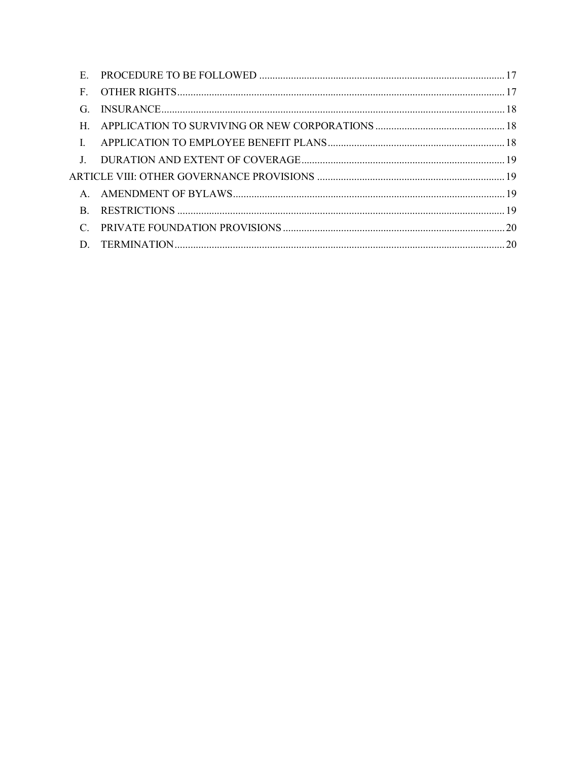E. PROCEDURE TO BE FOLLOWED ............ 17
F. OTHER RIGHTS ............ 17
G. INSURANCE ............ 18
H. APPLICATION TO SURVIVING OR NEW CORPORATIONS ............ 18
I. APPLICATION TO EMPLOYEE BENEFIT PLANS ............ 18
J. DURATION AND EXTENT OF COVERAGE ............ 19

ARTICLE VIII: OTHER GOVERNANCE PROVISIONS ............ 19

A. AMENDMENT OF BYLAWS ............ 19
B. RESTRICTIONS ............ 19
C. PRIVATE FOUNDATION PROVISIONS ............ 20
D. TERMINATION ............ 20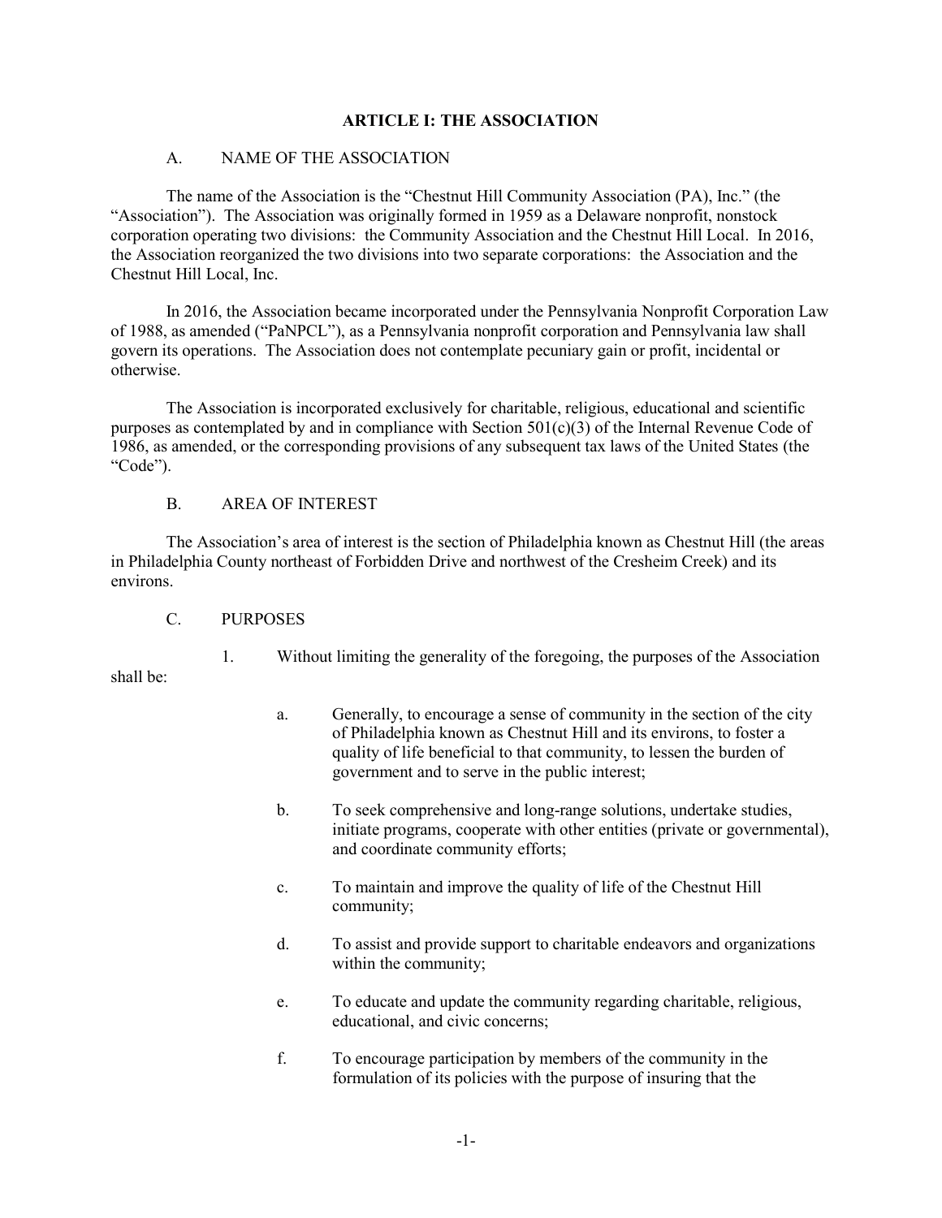# ARTICLE I: THE ASSOCIATION

## A. NAME OF THE ASSOCIATION

The name of the Association is the "Chestnut Hill Community Association (PA), Inc." (the "Association"). The Association was originally formed in 1959 as a Delaware nonprofit, nonstock corporation operating two divisions: the Community Association and the Chestnut Hill Local. In 2016, the Association reorganized the two divisions into two separate corporations: the Association and the Chestnut Hill Local, Inc.

In 2016, the Association became incorporated under the Pennsylvania Nonprofit Corporation Law of 1988, as amended ("PaNPCL"), as a Pennsylvania nonprofit corporation and Pennsylvania law shall govern its operations. The Association does not contemplate pecuniary gain or profit, incidental or otherwise.

The Association is incorporated exclusively for charitable, religious, educational and scientific purposes as contemplated by and in compliance with Section 501(c)(3) of the Internal Revenue Code of 1986, as amended, or the corresponding provisions of any subsequent tax laws of the United States (the "Code").

## B. AREA OF INTEREST

The Association's area of interest is the section of Philadelphia known as Chestnut Hill (the areas in Philadelphia County northeast of Forbidden Drive and northwest of the Cresheim Creek) and its environs.

## C. PURPOSES

1. Without limiting the generality of the foregoing, the purposes of the Association shall be:

   a. Generally, to encourage a sense of community in the section of the city of Philadelphia known as Chestnut Hill and its environs, to foster a quality of life beneficial to that community, to lessen the burden of government and to serve in the public interest;

   b. To seek comprehensive and long-range solutions, undertake studies, initiate programs, cooperate with other entities (private or governmental), and coordinate community efforts;

   c. To maintain and improve the quality of life of the Chestnut Hill community;

   d. To assist and provide support to charitable endeavors and organizations within the community;

   e. To educate and update the community regarding charitable, religious, educational, and civic concerns;

   f. To encourage participation by members of the community in the formulation of its policies with the purpose of insuring that the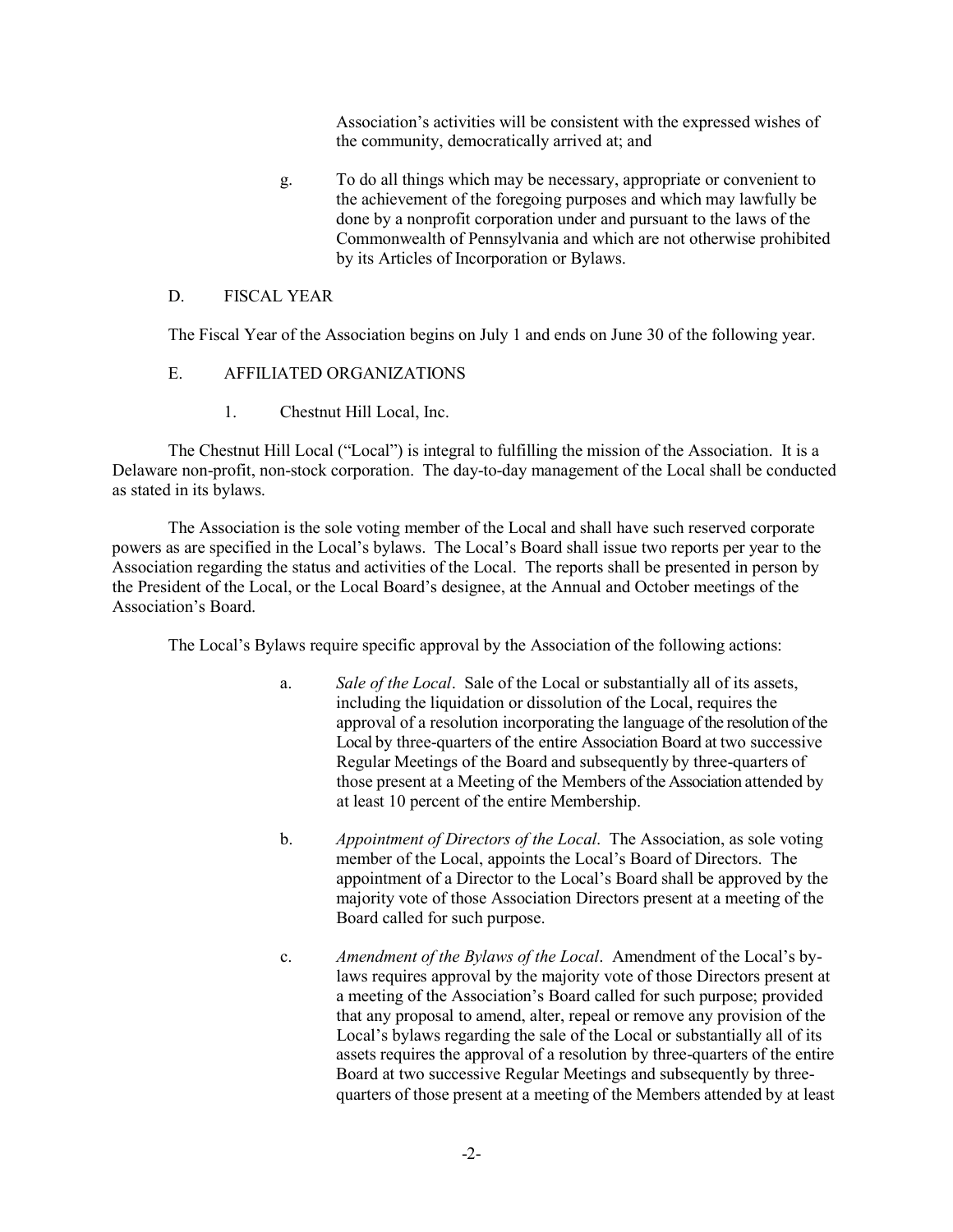Association's activities will be consistent with the expressed wishes of the community, democratically arrived at; and

g. To do all things which may be necessary, appropriate or convenient to the achievement of the foregoing purposes and which may lawfully be done by a nonprofit corporation under and pursuant to the laws of the Commonwealth of Pennsylvania and which are not otherwise prohibited by its Articles of Incorporation or Bylaws.

## D. FISCAL YEAR

The Fiscal Year of the Association begins on July 1 and ends on June 30 of the following year.

## E. AFFILIATED ORGANIZATIONS

### 1. Chestnut Hill Local, Inc.

The Chestnut Hill Local ("Local") is integral to fulfilling the mission of the Association. It is a Delaware non-profit, non-stock corporation. The day-to-day management of the Local shall be conducted as stated in its bylaws.

The Association is the sole voting member of the Local and shall have such reserved corporate powers as are specified in the Local's bylaws. The Local's Board shall issue two reports per year to the Association regarding the status and activities of the Local. The reports shall be presented in person by the President of the Local, or the Local Board's designee, at the Annual and October meetings of the Association's Board.

The Local's Bylaws require specific approval by the Association of the following actions:

a. *Sale of the Local*. Sale of the Local or substantially all of its assets, including the liquidation or dissolution of the Local, requires the approval of a resolution incorporating the language of the resolution of the Local by three-quarters of the entire Association Board at two successive Regular Meetings of the Board and subsequently by three-quarters of those present at a Meeting of the Members of the Association attended by at least 10 percent of the entire Membership.

b. *Appointment of Directors of the Local*. The Association, as sole voting member of the Local, appoints the Local's Board of Directors. The appointment of a Director to the Local's Board shall be approved by the majority vote of those Association Directors present at a meeting of the Board called for such purpose.

c. *Amendment of the Bylaws of the Local*. Amendment of the Local's by-laws requires approval by the majority vote of those Directors present at a meeting of the Association's Board called for such purpose; provided that any proposal to amend, alter, repeal or remove any provision of the Local's bylaws regarding the sale of the Local or substantially all of its assets requires the approval of a resolution by three-quarters of the entire Board at two successive Regular Meetings and subsequently by three-quarters of those present at a meeting of the Members attended by at least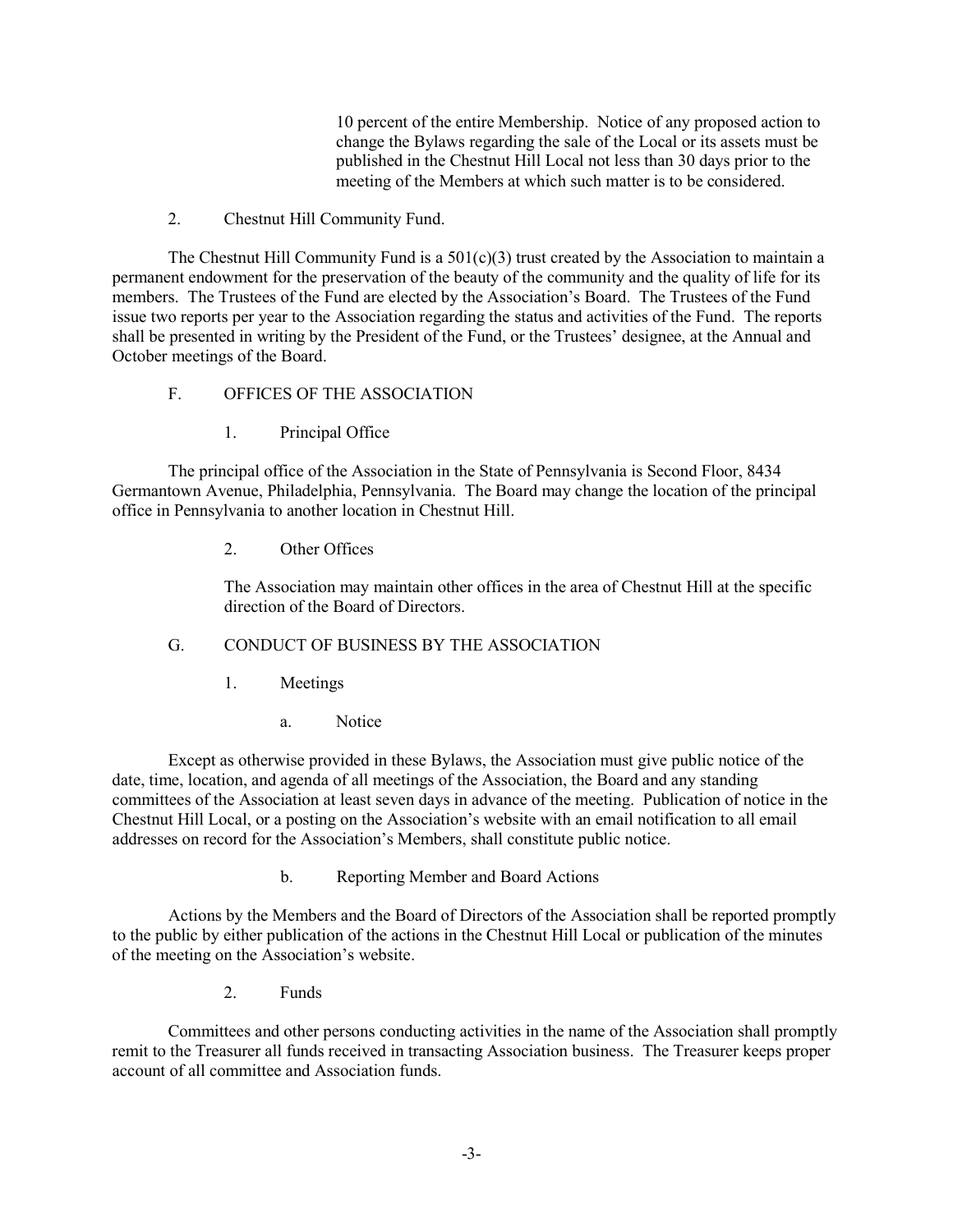10 percent of the entire Membership. Notice of any proposed action to change the Bylaws regarding the sale of the Local or its assets must be published in the Chestnut Hill Local not less than 30 days prior to the meeting of the Members at which such matter is to be considered.

2. Chestnut Hill Community Fund.

The Chestnut Hill Community Fund is a 501(c)(3) trust created by the Association to maintain a permanent endowment for the preservation of the beauty of the community and the quality of life for its members. The Trustees of the Fund are elected by the Association's Board. The Trustees of the Fund issue two reports per year to the Association regarding the status and activities of the Fund. The reports shall be presented in writing by the President of the Fund, or the Trustees' designee, at the Annual and October meetings of the Board.

## F. OFFICES OF THE ASSOCIATION

### 1. Principal Office

The principal office of the Association in the State of Pennsylvania is Second Floor, 8434 Germantown Avenue, Philadelphia, Pennsylvania. The Board may change the location of the principal office in Pennsylvania to another location in Chestnut Hill.

### 2. Other Offices

The Association may maintain other offices in the area of Chestnut Hill at the specific direction of the Board of Directors.

## G. CONDUCT OF BUSINESS BY THE ASSOCIATION

### 1. Meetings

#### a. Notice

Except as otherwise provided in these Bylaws, the Association must give public notice of the date, time, location, and agenda of all meetings of the Association, the Board and any standing committees of the Association at least seven days in advance of the meeting. Publication of notice in the Chestnut Hill Local, or a posting on the Association's website with an email notification to all email addresses on record for the Association's Members, shall constitute public notice.

#### b. Reporting Member and Board Actions

Actions by the Members and the Board of Directors of the Association shall be reported promptly to the public by either publication of the actions in the Chestnut Hill Local or publication of the minutes of the meeting on the Association's website.

### 2. Funds

Committees and other persons conducting activities in the name of the Association shall promptly remit to the Treasurer all funds received in transacting Association business. The Treasurer keeps proper account of all committee and Association funds.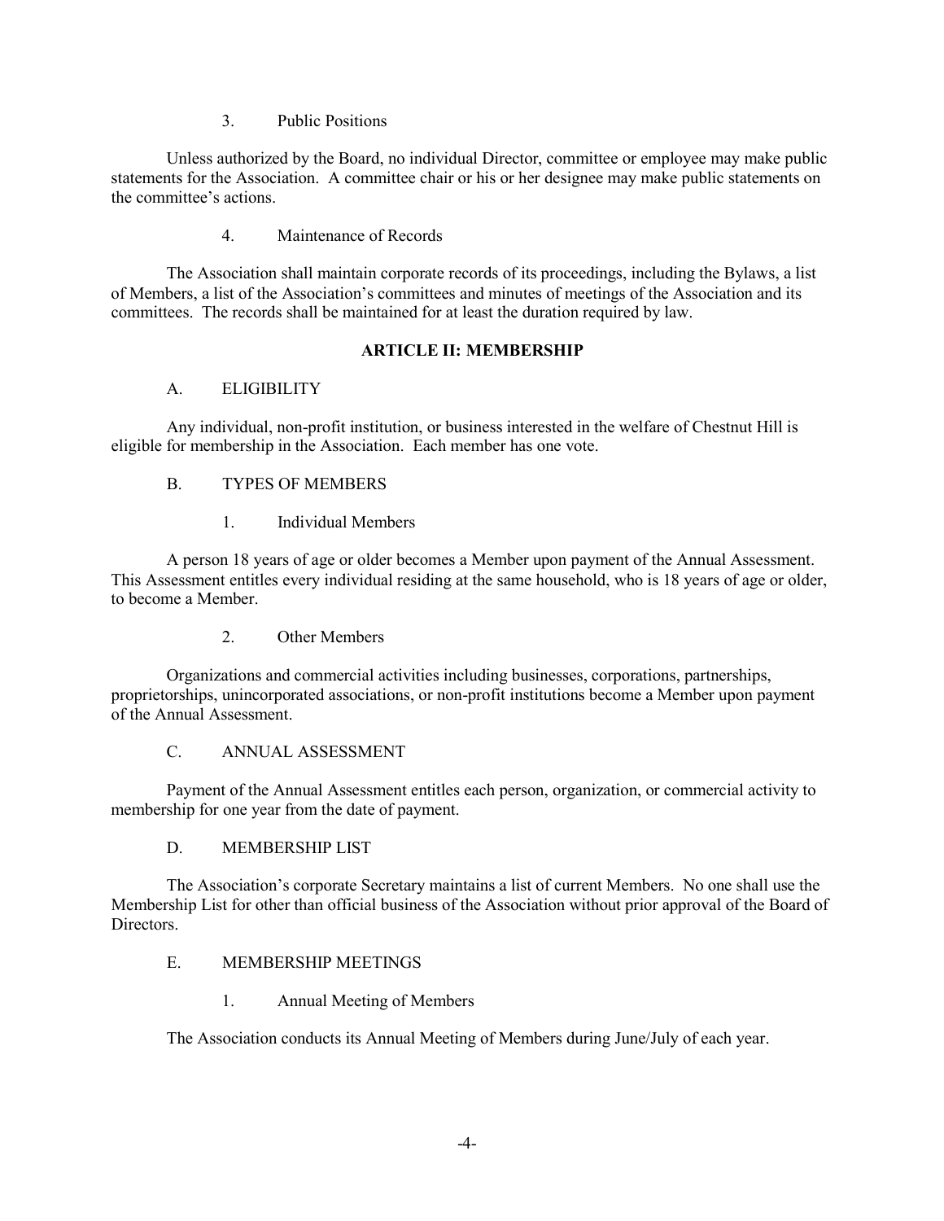3. Public Positions

Unless authorized by the Board, no individual Director, committee or employee may make public statements for the Association. A committee chair or his or her designee may make public statements on the committee's actions.

4. Maintenance of Records

The Association shall maintain corporate records of its proceedings, including the Bylaws, a list of Members, a list of the Association's committees and minutes of meetings of the Association and its committees. The records shall be maintained for at least the duration required by law.

## ARTICLE II: MEMBERSHIP

### A. ELIGIBILITY

Any individual, non-profit institution, or business interested in the welfare of Chestnut Hill is eligible for membership in the Association. Each member has one vote.

### B. TYPES OF MEMBERS

1. Individual Members

A person 18 years of age or older becomes a Member upon payment of the Annual Assessment. This Assessment entitles every individual residing at the same household, who is 18 years of age or older, to become a Member.

2. Other Members

Organizations and commercial activities including businesses, corporations, partnerships, proprietorships, unincorporated associations, or non-profit institutions become a Member upon payment of the Annual Assessment.

### C. ANNUAL ASSESSMENT

Payment of the Annual Assessment entitles each person, organization, or commercial activity to membership for one year from the date of payment.

### D. MEMBERSHIP LIST

The Association's corporate Secretary maintains a list of current Members. No one shall use the Membership List for other than official business of the Association without prior approval of the Board of Directors.

### E. MEMBERSHIP MEETINGS

1. Annual Meeting of Members

The Association conducts its Annual Meeting of Members during June/July of each year.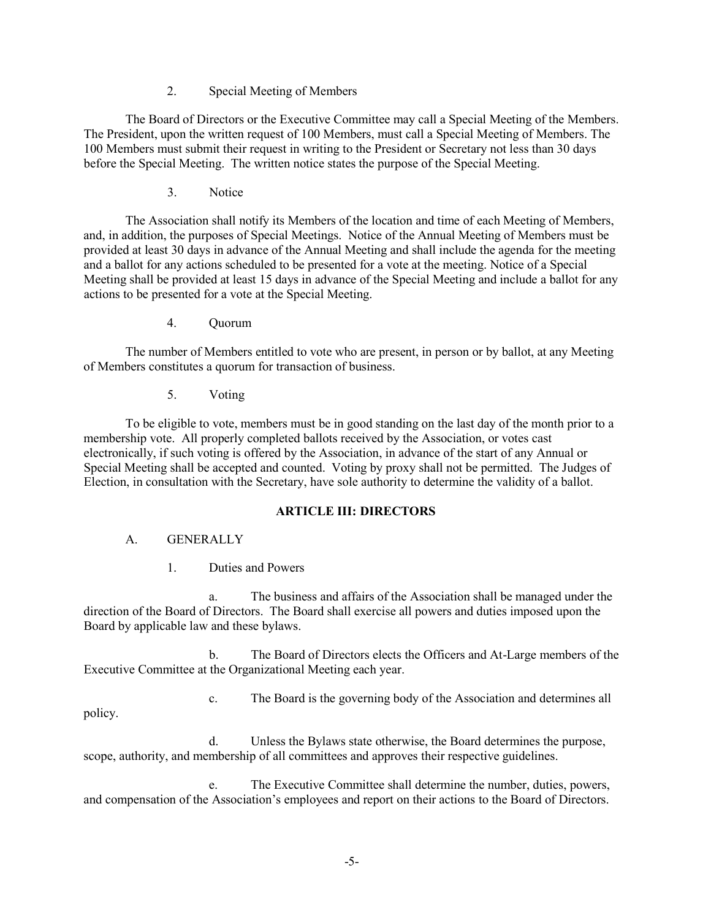2. Special Meeting of Members

The Board of Directors or the Executive Committee may call a Special Meeting of the Members. The President, upon the written request of 100 Members, must call a Special Meeting of Members. The 100 Members must submit their request in writing to the President or Secretary not less than 30 days before the Special Meeting. The written notice states the purpose of the Special Meeting.

3. Notice

The Association shall notify its Members of the location and time of each Meeting of Members, and, in addition, the purposes of Special Meetings. Notice of the Annual Meeting of Members must be provided at least 30 days in advance of the Annual Meeting and shall include the agenda for the meeting and a ballot for any actions scheduled to be presented for a vote at the meeting. Notice of a Special Meeting shall be provided at least 15 days in advance of the Special Meeting and include a ballot for any actions to be presented for a vote at the Special Meeting.

4. Quorum

The number of Members entitled to vote who are present, in person or by ballot, at any Meeting of Members constitutes a quorum for transaction of business.

5. Voting

To be eligible to vote, members must be in good standing on the last day of the month prior to a membership vote. All properly completed ballots received by the Association, or votes cast electronically, if such voting is offered by the Association, in advance of the start of any Annual or Special Meeting shall be accepted and counted. Voting by proxy shall not be permitted. The Judges of Election, in consultation with the Secretary, have sole authority to determine the validity of a ballot.

## ARTICLE III: DIRECTORS

A. GENERALLY

1. Duties and Powers

a. The business and affairs of the Association shall be managed under the direction of the Board of Directors. The Board shall exercise all powers and duties imposed upon the Board by applicable law and these bylaws.

b. The Board of Directors elects the Officers and At-Large members of the Executive Committee at the Organizational Meeting each year.

c. The Board is the governing body of the Association and determines all policy.

d. Unless the Bylaws state otherwise, the Board determines the purpose, scope, authority, and membership of all committees and approves their respective guidelines.

e. The Executive Committee shall determine the number, duties, powers, and compensation of the Association's employees and report on their actions to the Board of Directors.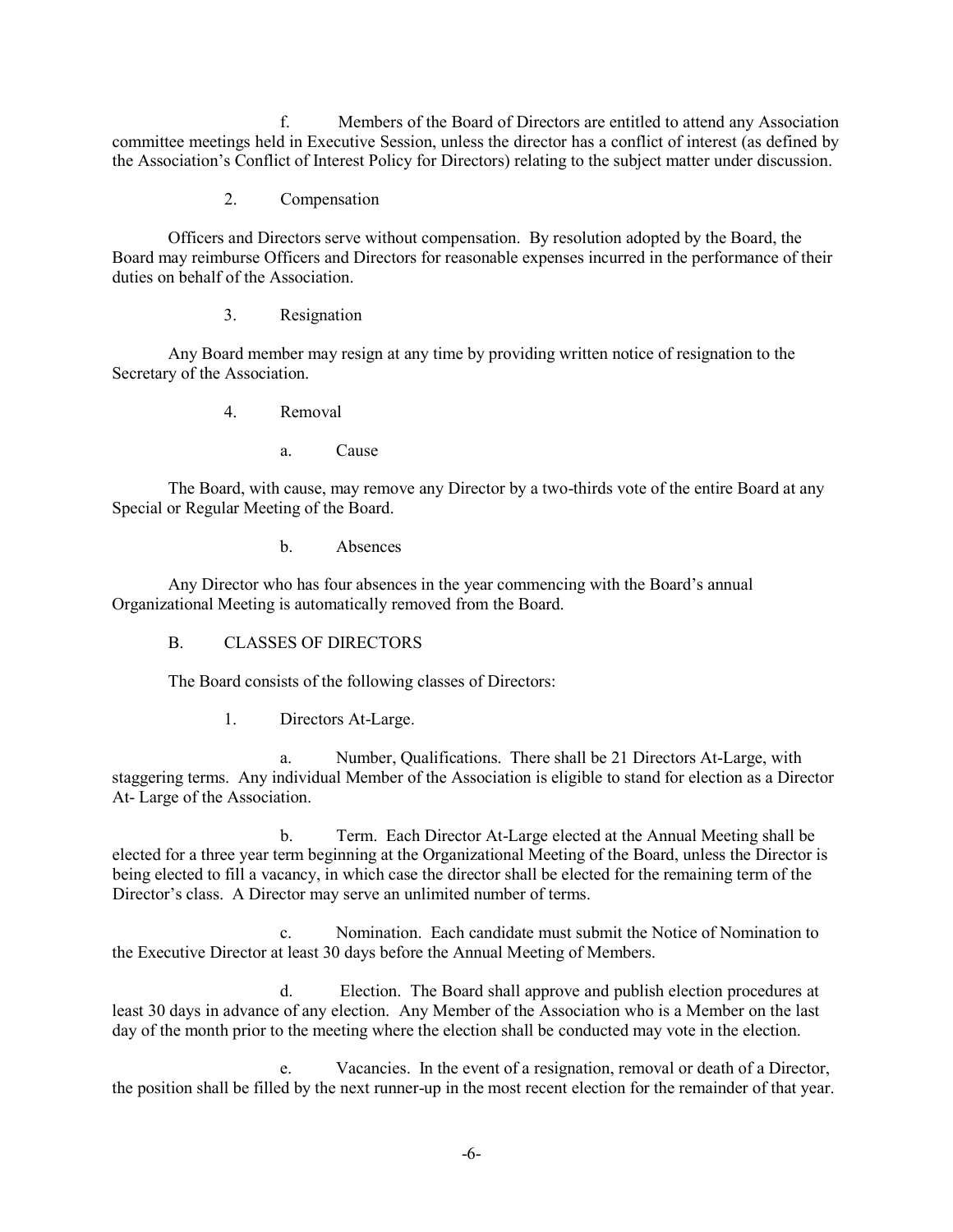f. Members of the Board of Directors are entitled to attend any Association committee meetings held in Executive Session, unless the director has a conflict of interest (as defined by the Association's Conflict of Interest Policy for Directors) relating to the subject matter under discussion.

2. Compensation

Officers and Directors serve without compensation. By resolution adopted by the Board, the Board may reimburse Officers and Directors for reasonable expenses incurred in the performance of their duties on behalf of the Association.

3. Resignation

Any Board member may resign at any time by providing written notice of resignation to the Secretary of the Association.

4. Removal

a. Cause

The Board, with cause, may remove any Director by a two-thirds vote of the entire Board at any Special or Regular Meeting of the Board.

b. Absences

Any Director who has four absences in the year commencing with the Board's annual Organizational Meeting is automatically removed from the Board.

B. CLASSES OF DIRECTORS

The Board consists of the following classes of Directors:

1. Directors At-Large.

a. Number, Qualifications. There shall be 21 Directors At-Large, with staggering terms. Any individual Member of the Association is eligible to stand for election as a Director At- Large of the Association.

b. Term. Each Director At-Large elected at the Annual Meeting shall be elected for a three year term beginning at the Organizational Meeting of the Board, unless the Director is being elected to fill a vacancy, in which case the director shall be elected for the remaining term of the Director's class. A Director may serve an unlimited number of terms.

c. Nomination. Each candidate must submit the Notice of Nomination to the Executive Director at least 30 days before the Annual Meeting of Members.

d. Election. The Board shall approve and publish election procedures at least 30 days in advance of any election. Any Member of the Association who is a Member on the last day of the month prior to the meeting where the election shall be conducted may vote in the election.

e. Vacancies. In the event of a resignation, removal or death of a Director, the position shall be filled by the next runner-up in the most recent election for the remainder of that year.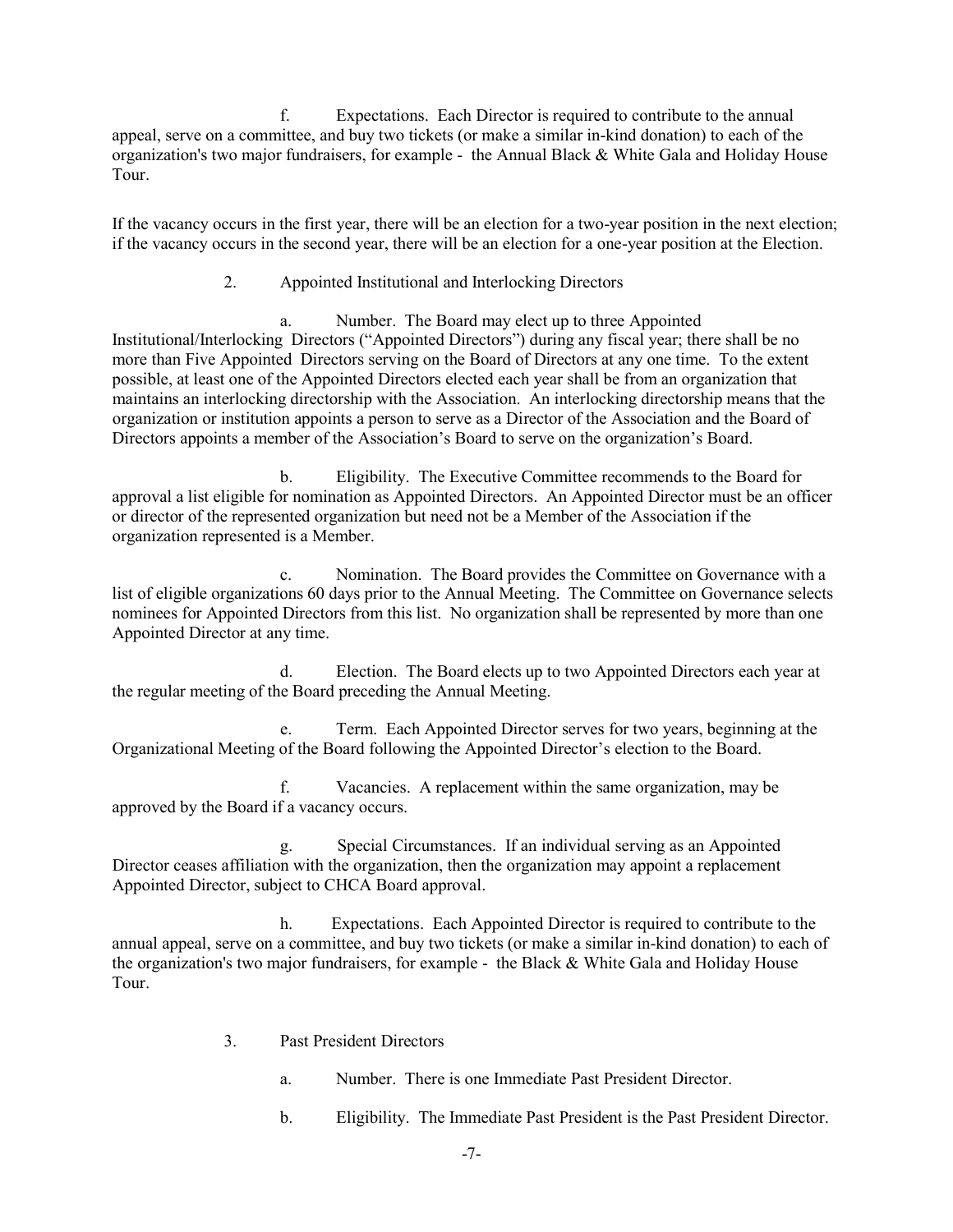f. Expectations. Each Director is required to contribute to the annual appeal, serve on a committee, and buy two tickets (or make a similar in-kind donation) to each of the organization's two major fundraisers, for example - the Annual Black & White Gala and Holiday House Tour.

If the vacancy occurs in the first year, there will be an election for a two-year position in the next election; if the vacancy occurs in the second year, there will be an election for a one-year position at the Election.

2. Appointed Institutional and Interlocking Directors

a. Number. The Board may elect up to three Appointed Institutional/Interlocking Directors ("Appointed Directors") during any fiscal year; there shall be no more than Five Appointed Directors serving on the Board of Directors at any one time. To the extent possible, at least one of the Appointed Directors elected each year shall be from an organization that maintains an interlocking directorship with the Association. An interlocking directorship means that the organization or institution appoints a person to serve as a Director of the Association and the Board of Directors appoints a member of the Association's Board to serve on the organization's Board.

b. Eligibility. The Executive Committee recommends to the Board for approval a list eligible for nomination as Appointed Directors. An Appointed Director must be an officer or director of the represented organization but need not be a Member of the Association if the organization represented is a Member.

c. Nomination. The Board provides the Committee on Governance with a list of eligible organizations 60 days prior to the Annual Meeting. The Committee on Governance selects nominees for Appointed Directors from this list. No organization shall be represented by more than one Appointed Director at any time.

d. Election. The Board elects up to two Appointed Directors each year at the regular meeting of the Board preceding the Annual Meeting.

e. Term. Each Appointed Director serves for two years, beginning at the Organizational Meeting of the Board following the Appointed Director's election to the Board.

f. Vacancies. A replacement within the same organization, may be approved by the Board if a vacancy occurs.

g. Special Circumstances. If an individual serving as an Appointed Director ceases affiliation with the organization, then the organization may appoint a replacement Appointed Director, subject to CHCA Board approval.

h. Expectations. Each Appointed Director is required to contribute to the annual appeal, serve on a committee, and buy two tickets (or make a similar in-kind donation) to each of the organization's two major fundraisers, for example - the Black & White Gala and Holiday House Tour.

3. Past President Directors

a. Number. There is one Immediate Past President Director.

b. Eligibility. The Immediate Past President is the Past President Director.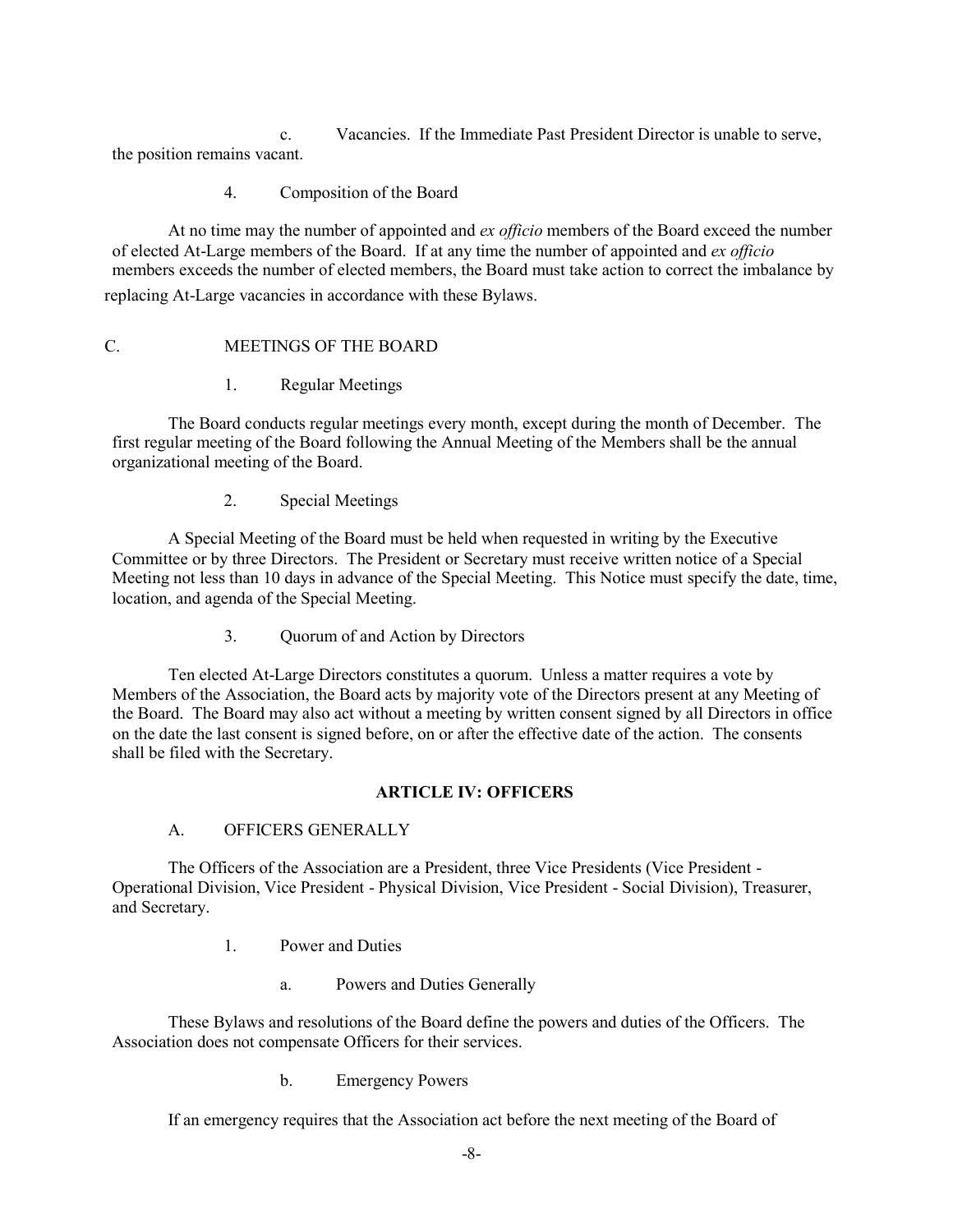c. Vacancies. If the Immediate Past President Director is unable to serve, the position remains vacant.

4. Composition of the Board

At no time may the number of appointed and *ex officio* members of the Board exceed the number of elected At-Large members of the Board. If at any time the number of appointed and *ex officio* members exceeds the number of elected members, the Board must take action to correct the imbalance by replacing At-Large vacancies in accordance with these Bylaws.

C. MEETINGS OF THE BOARD

1. Regular Meetings

The Board conducts regular meetings every month, except during the month of December. The first regular meeting of the Board following the Annual Meeting of the Members shall be the annual organizational meeting of the Board.

2. Special Meetings

A Special Meeting of the Board must be held when requested in writing by the Executive Committee or by three Directors. The President or Secretary must receive written notice of a Special Meeting not less than 10 days in advance of the Special Meeting. This Notice must specify the date, time, location, and agenda of the Special Meeting.

3. Quorum of and Action by Directors

Ten elected At-Large Directors constitutes a quorum. Unless a matter requires a vote by Members of the Association, the Board acts by majority vote of the Directors present at any Meeting of the Board. The Board may also act without a meeting by written consent signed by all Directors in office on the date the last consent is signed before, on or after the effective date of the action. The consents shall be filed with the Secretary.

## ARTICLE IV: OFFICERS

A. OFFICERS GENERALLY

The Officers of the Association are a President, three Vice Presidents (Vice President - Operational Division, Vice President - Physical Division, Vice President - Social Division), Treasurer, and Secretary.

1. Power and Duties

a. Powers and Duties Generally

These Bylaws and resolutions of the Board define the powers and duties of the Officers. The Association does not compensate Officers for their services.

b. Emergency Powers

If an emergency requires that the Association act before the next meeting of the Board of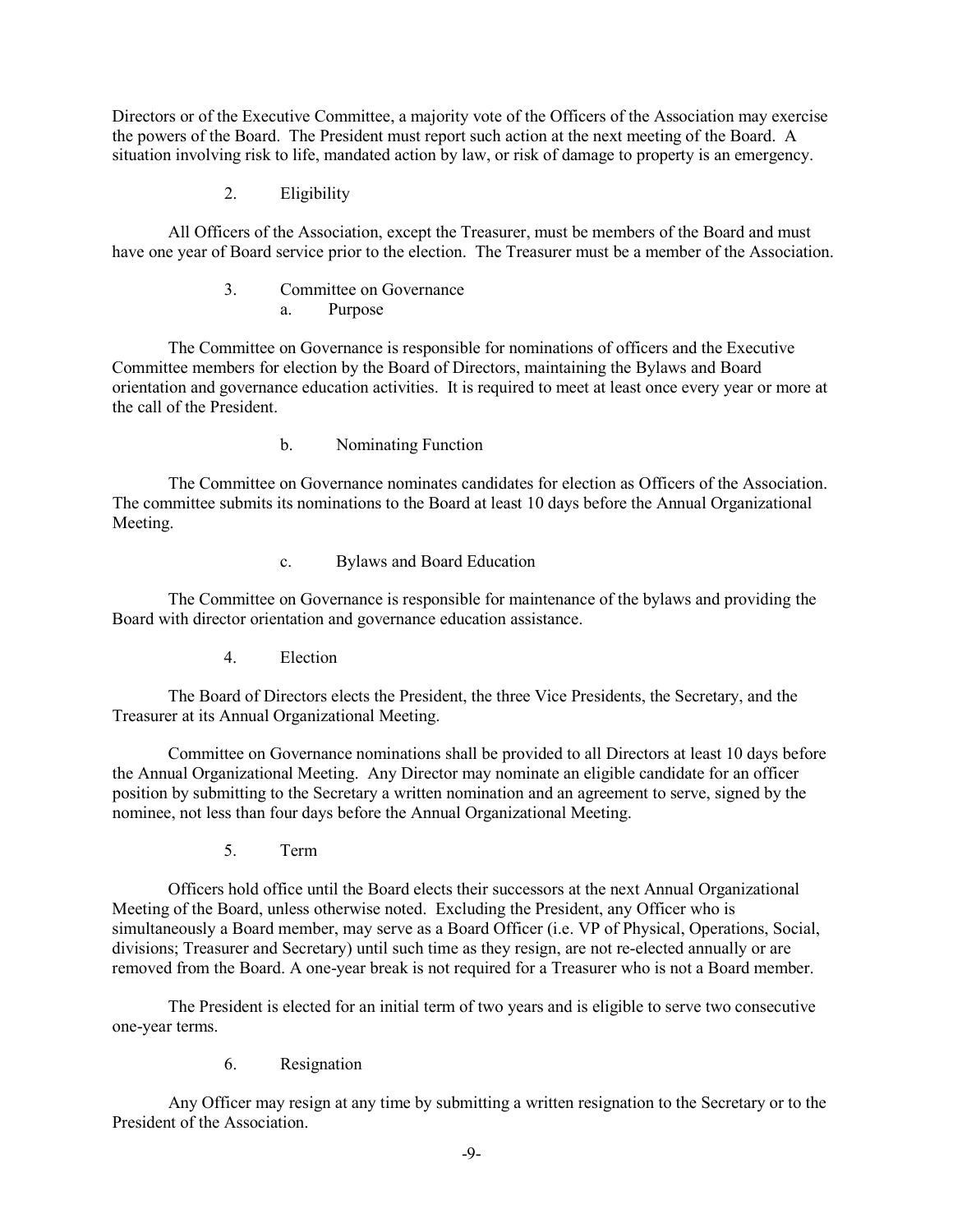Directors or of the Executive Committee, a majority vote of the Officers of the Association may exercise the powers of the Board. The President must report such action at the next meeting of the Board. A situation involving risk to life, mandated action by law, or risk of damage to property is an emergency.

#### 2. Eligibility

All Officers of the Association, except the Treasurer, must be members of the Board and must have one year of Board service prior to the election. The Treasurer must be a member of the Association.

#### 3. Committee on Governance

##### a. Purpose

The Committee on Governance is responsible for nominations of officers and the Executive Committee members for election by the Board of Directors, maintaining the Bylaws and Board orientation and governance education activities. It is required to meet at least once every year or more at the call of the President.

##### b. Nominating Function

The Committee on Governance nominates candidates for election as Officers of the Association. The committee submits its nominations to the Board at least 10 days before the Annual Organizational Meeting.

##### c. Bylaws and Board Education

The Committee on Governance is responsible for maintenance of the bylaws and providing the Board with director orientation and governance education assistance.

#### 4. Election

The Board of Directors elects the President, the three Vice Presidents, the Secretary, and the Treasurer at its Annual Organizational Meeting.

Committee on Governance nominations shall be provided to all Directors at least 10 days before the Annual Organizational Meeting. Any Director may nominate an eligible candidate for an officer position by submitting to the Secretary a written nomination and an agreement to serve, signed by the nominee, not less than four days before the Annual Organizational Meeting.

#### 5. Term

Officers hold office until the Board elects their successors at the next Annual Organizational Meeting of the Board, unless otherwise noted. Excluding the President, any Officer who is simultaneously a Board member, may serve as a Board Officer (i.e. VP of Physical, Operations, Social, divisions; Treasurer and Secretary) until such time as they resign, are not re-elected annually or are removed from the Board. A one-year break is not required for a Treasurer who is not a Board member.

The President is elected for an initial term of two years and is eligible to serve two consecutive one-year terms.

#### 6. Resignation

Any Officer may resign at any time by submitting a written resignation to the Secretary or to the President of the Association.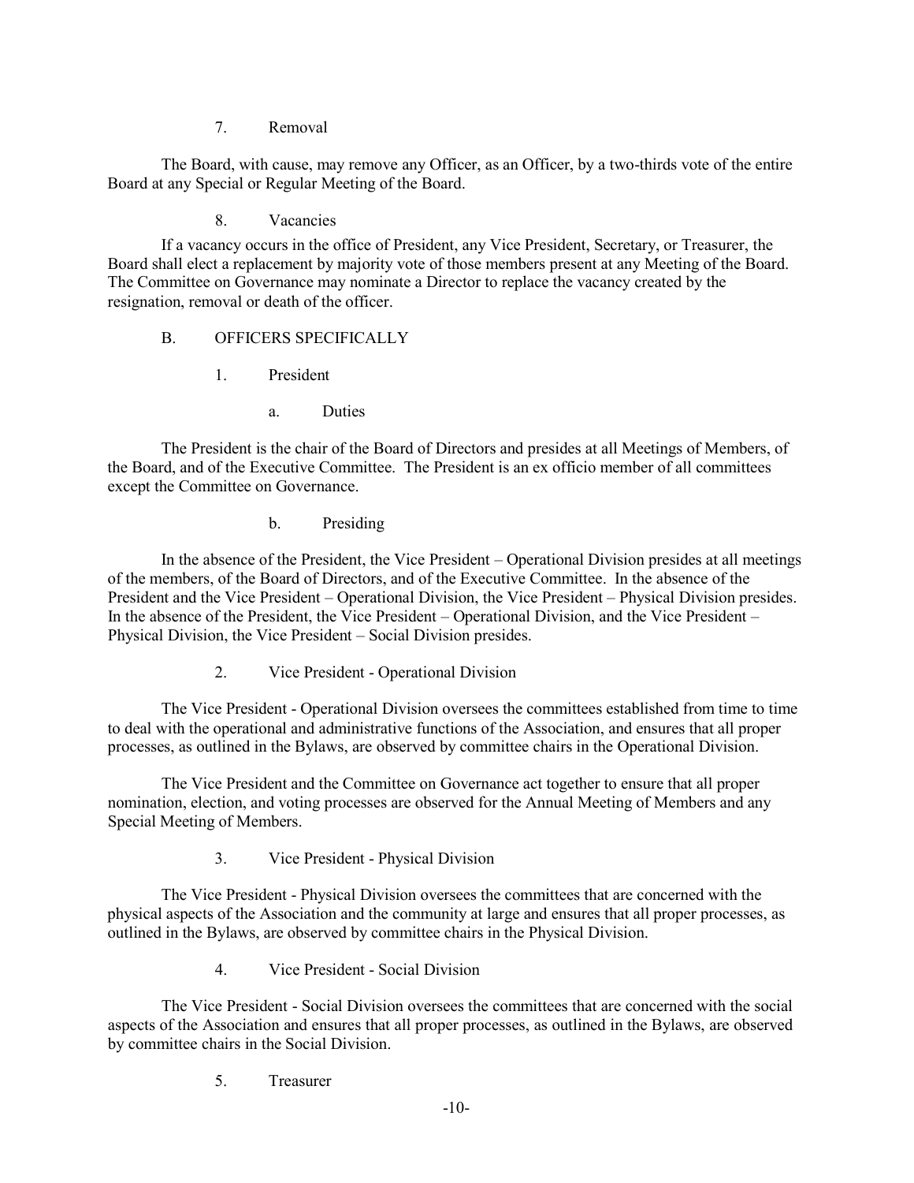7. Removal

The Board, with cause, may remove any Officer, as an Officer, by a two-thirds vote of the entire Board at any Special or Regular Meeting of the Board.

8. Vacancies

If a vacancy occurs in the office of President, any Vice President, Secretary, or Treasurer, the Board shall elect a replacement by majority vote of those members present at any Meeting of the Board. The Committee on Governance may nominate a Director to replace the vacancy created by the resignation, removal or death of the officer.

B. OFFICERS SPECIFICALLY

1. President

a. Duties

The President is the chair of the Board of Directors and presides at all Meetings of Members, of the Board, and of the Executive Committee. The President is an ex officio member of all committees except the Committee on Governance.

b. Presiding

In the absence of the President, the Vice President – Operational Division presides at all meetings of the members, of the Board of Directors, and of the Executive Committee. In the absence of the President and the Vice President – Operational Division, the Vice President – Physical Division presides. In the absence of the President, the Vice President – Operational Division, and the Vice President – Physical Division, the Vice President – Social Division presides.

2. Vice President - Operational Division

The Vice President - Operational Division oversees the committees established from time to time to deal with the operational and administrative functions of the Association, and ensures that all proper processes, as outlined in the Bylaws, are observed by committee chairs in the Operational Division.

The Vice President and the Committee on Governance act together to ensure that all proper nomination, election, and voting processes are observed for the Annual Meeting of Members and any Special Meeting of Members.

3. Vice President - Physical Division

The Vice President - Physical Division oversees the committees that are concerned with the physical aspects of the Association and the community at large and ensures that all proper processes, as outlined in the Bylaws, are observed by committee chairs in the Physical Division.

4. Vice President - Social Division

The Vice President - Social Division oversees the committees that are concerned with the social aspects of the Association and ensures that all proper processes, as outlined in the Bylaws, are observed by committee chairs in the Social Division.

5. Treasurer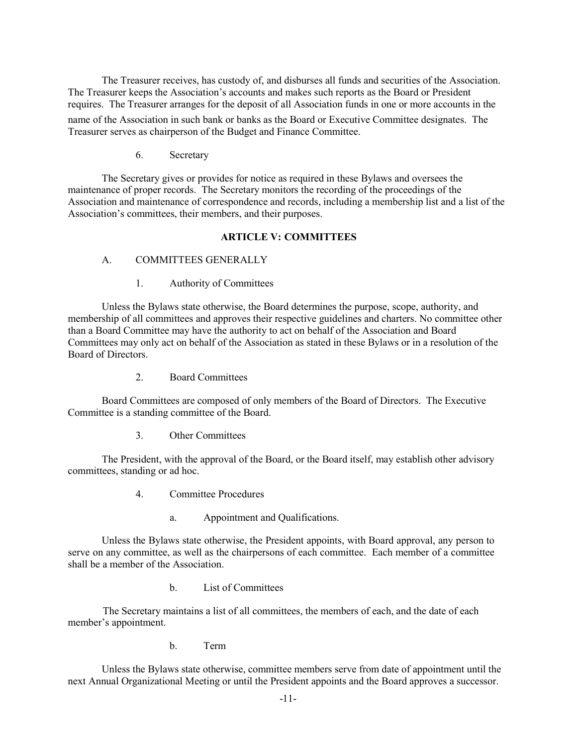The Treasurer receives, has custody of, and disburses all funds and securities of the Association. The Treasurer keeps the Association's accounts and makes such reports as the Board or President requires. The Treasurer arranges for the deposit of all Association funds in one or more accounts in the name of the Association in such bank or banks as the Board or Executive Committee designates. The Treasurer serves as chairperson of the Budget and Finance Committee.

6. Secretary

The Secretary gives or provides for notice as required in these Bylaws and oversees the maintenance of proper records. The Secretary monitors the recording of the proceedings of the Association and maintenance of correspondence and records, including a membership list and a list of the Association's committees, their members, and their purposes.

## ARTICLE V: COMMITTEES

A. COMMITTEES GENERALLY

1. Authority of Committees

Unless the Bylaws state otherwise, the Board determines the purpose, scope, authority, and membership of all committees and approves their respective guidelines and charters. No committee other than a Board Committee may have the authority to act on behalf of the Association and Board Committees may only act on behalf of the Association as stated in these Bylaws or in a resolution of the Board of Directors.

2. Board Committees

Board Committees are composed of only members of the Board of Directors. The Executive Committee is a standing committee of the Board.

3. Other Committees

The President, with the approval of the Board, or the Board itself, may establish other advisory committees, standing or ad hoc.

4. Committee Procedures

a. Appointment and Qualifications.

Unless the Bylaws state otherwise, the President appoints, with Board approval, any person to serve on any committee, as well as the chairpersons of each committee. Each member of a committee shall be a member of the Association.

b. List of Committees

The Secretary maintains a list of all committees, the members of each, and the date of each member's appointment.

b. Term

Unless the Bylaws state otherwise, committee members serve from date of appointment until the next Annual Organizational Meeting or until the President appoints and the Board approves a successor.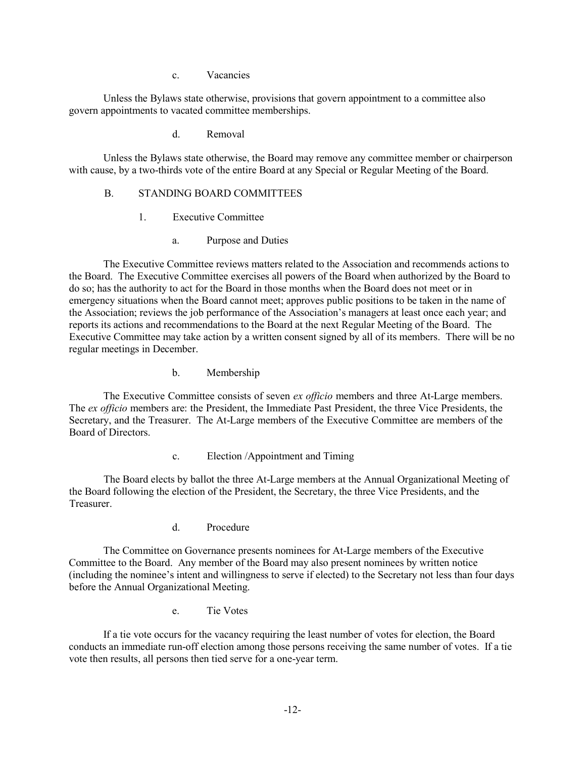c. Vacancies

Unless the Bylaws state otherwise, provisions that govern appointment to a committee also govern appointments to vacated committee memberships.

d. Removal

Unless the Bylaws state otherwise, the Board may remove any committee member or chairperson with cause, by a two-thirds vote of the entire Board at any Special or Regular Meeting of the Board.

## B. STANDING BOARD COMMITTEES

### 1. Executive Committee

a. Purpose and Duties

The Executive Committee reviews matters related to the Association and recommends actions to the Board. The Executive Committee exercises all powers of the Board when authorized by the Board to do so; has the authority to act for the Board in those months when the Board does not meet or in emergency situations when the Board cannot meet; approves public positions to be taken in the name of the Association; reviews the job performance of the Association's managers at least once each year; and reports its actions and recommendations to the Board at the next Regular Meeting of the Board. The Executive Committee may take action by a written consent signed by all of its members. There will be no regular meetings in December.

b. Membership

The Executive Committee consists of seven *ex officio* members and three At-Large members. The *ex officio* members are: the President, the Immediate Past President, the three Vice Presidents, the Secretary, and the Treasurer. The At-Large members of the Executive Committee are members of the Board of Directors.

c. Election /Appointment and Timing

The Board elects by ballot the three At-Large members at the Annual Organizational Meeting of the Board following the election of the President, the Secretary, the three Vice Presidents, and the Treasurer.

d. Procedure

The Committee on Governance presents nominees for At-Large members of the Executive Committee to the Board. Any member of the Board may also present nominees by written notice (including the nominee's intent and willingness to serve if elected) to the Secretary not less than four days before the Annual Organizational Meeting.

e. Tie Votes

If a tie vote occurs for the vacancy requiring the least number of votes for election, the Board conducts an immediate run-off election among those persons receiving the same number of votes. If a tie vote then results, all persons then tied serve for a one-year term.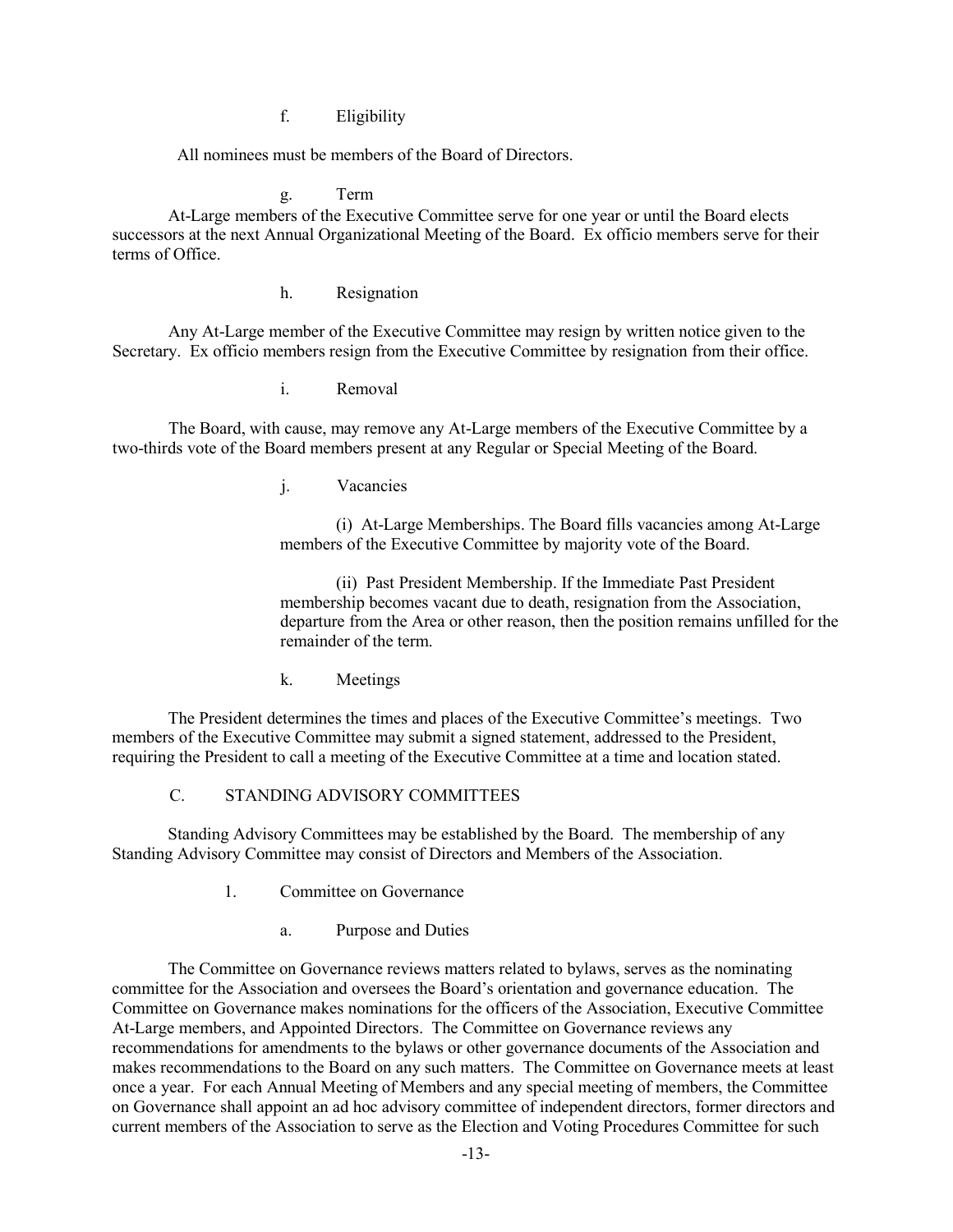f. Eligibility

All nominees must be members of the Board of Directors.

g. Term

At-Large members of the Executive Committee serve for one year or until the Board elects successors at the next Annual Organizational Meeting of the Board. Ex officio members serve for their terms of Office.

h. Resignation

Any At-Large member of the Executive Committee may resign by written notice given to the Secretary. Ex officio members resign from the Executive Committee by resignation from their office.

i. Removal

The Board, with cause, may remove any At-Large members of the Executive Committee by a two-thirds vote of the Board members present at any Regular or Special Meeting of the Board.

j. Vacancies

(i) At-Large Memberships. The Board fills vacancies among At-Large members of the Executive Committee by majority vote of the Board.

(ii) Past President Membership. If the Immediate Past President membership becomes vacant due to death, resignation from the Association, departure from the Area or other reason, then the position remains unfilled for the remainder of the term.

k. Meetings

The President determines the times and places of the Executive Committee's meetings. Two members of the Executive Committee may submit a signed statement, addressed to the President, requiring the President to call a meeting of the Executive Committee at a time and location stated.

## C. STANDING ADVISORY COMMITTEES

Standing Advisory Committees may be established by the Board. The membership of any Standing Advisory Committee may consist of Directors and Members of the Association.

1. Committee on Governance

a. Purpose and Duties

The Committee on Governance reviews matters related to bylaws, serves as the nominating committee for the Association and oversees the Board's orientation and governance education. The Committee on Governance makes nominations for the officers of the Association, Executive Committee At-Large members, and Appointed Directors. The Committee on Governance reviews any recommendations for amendments to the bylaws or other governance documents of the Association and makes recommendations to the Board on any such matters. The Committee on Governance meets at least once a year. For each Annual Meeting of Members and any special meeting of members, the Committee on Governance shall appoint an ad hoc advisory committee of independent directors, former directors and current members of the Association to serve as the Election and Voting Procedures Committee for such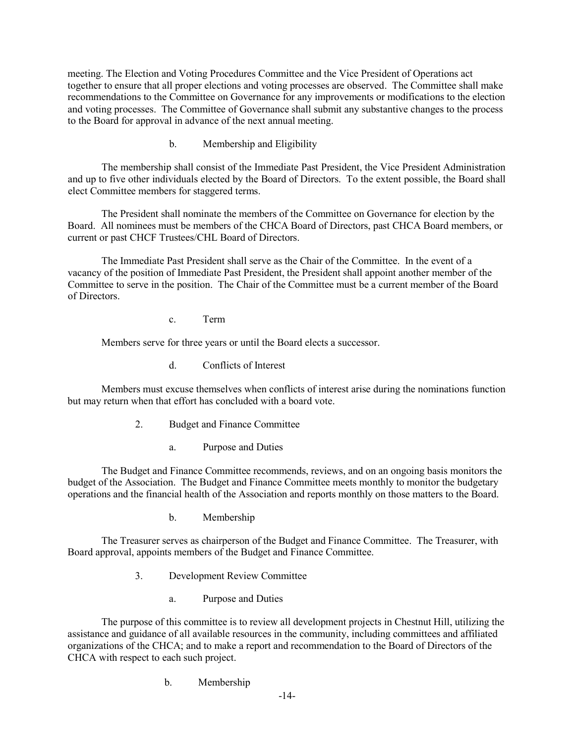meeting. The Election and Voting Procedures Committee and the Vice President of Operations act together to ensure that all proper elections and voting processes are observed. The Committee shall make recommendations to the Committee on Governance for any improvements or modifications to the election and voting processes. The Committee of Governance shall submit any substantive changes to the process to the Board for approval in advance of the next annual meeting.

b. Membership and Eligibility

The membership shall consist of the Immediate Past President, the Vice President Administration and up to five other individuals elected by the Board of Directors. To the extent possible, the Board shall elect Committee members for staggered terms.

The President shall nominate the members of the Committee on Governance for election by the Board. All nominees must be members of the CHCA Board of Directors, past CHCA Board members, or current or past CHCF Trustees/CHL Board of Directors.

The Immediate Past President shall serve as the Chair of the Committee. In the event of a vacancy of the position of Immediate Past President, the President shall appoint another member of the Committee to serve in the position. The Chair of the Committee must be a current member of the Board of Directors.

c. Term

Members serve for three years or until the Board elects a successor.

d. Conflicts of Interest

Members must excuse themselves when conflicts of interest arise during the nominations function but may return when that effort has concluded with a board vote.

2. Budget and Finance Committee

a. Purpose and Duties

The Budget and Finance Committee recommends, reviews, and on an ongoing basis monitors the budget of the Association. The Budget and Finance Committee meets monthly to monitor the budgetary operations and the financial health of the Association and reports monthly on those matters to the Board.

b. Membership

The Treasurer serves as chairperson of the Budget and Finance Committee. The Treasurer, with Board approval, appoints members of the Budget and Finance Committee.

3. Development Review Committee

a. Purpose and Duties

The purpose of this committee is to review all development projects in Chestnut Hill, utilizing the assistance and guidance of all available resources in the community, including committees and affiliated organizations of the CHCA; and to make a report and recommendation to the Board of Directors of the CHCA with respect to each such project.

b. Membership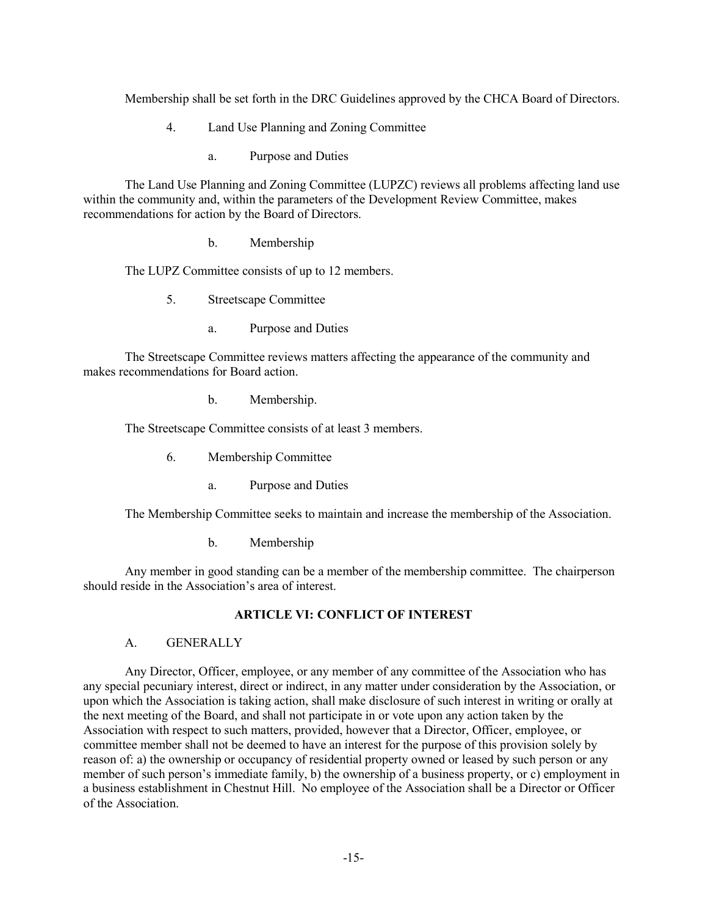Membership shall be set forth in the DRC Guidelines approved by the CHCA Board of Directors.

4. Land Use Planning and Zoning Committee

a. Purpose and Duties

The Land Use Planning and Zoning Committee (LUPZC) reviews all problems affecting land use within the community and, within the parameters of the Development Review Committee, makes recommendations for action by the Board of Directors.

b. Membership

The LUPZ Committee consists of up to 12 members.

5. Streetscape Committee

a. Purpose and Duties

The Streetscape Committee reviews matters affecting the appearance of the community and makes recommendations for Board action.

b. Membership.

The Streetscape Committee consists of at least 3 members.

6. Membership Committee

a. Purpose and Duties

The Membership Committee seeks to maintain and increase the membership of the Association.

b. Membership

Any member in good standing can be a member of the membership committee. The chairperson should reside in the Association's area of interest.

## ARTICLE VI: CONFLICT OF INTEREST

A. GENERALLY

Any Director, Officer, employee, or any member of any committee of the Association who has any special pecuniary interest, direct or indirect, in any matter under consideration by the Association, or upon which the Association is taking action, shall make disclosure of such interest in writing or orally at the next meeting of the Board, and shall not participate in or vote upon any action taken by the Association with respect to such matters, provided, however that a Director, Officer, employee, or committee member shall not be deemed to have an interest for the purpose of this provision solely by reason of: a) the ownership or occupancy of residential property owned or leased by such person or any member of such person's immediate family, b) the ownership of a business property, or c) employment in a business establishment in Chestnut Hill. No employee of the Association shall be a Director or Officer of the Association.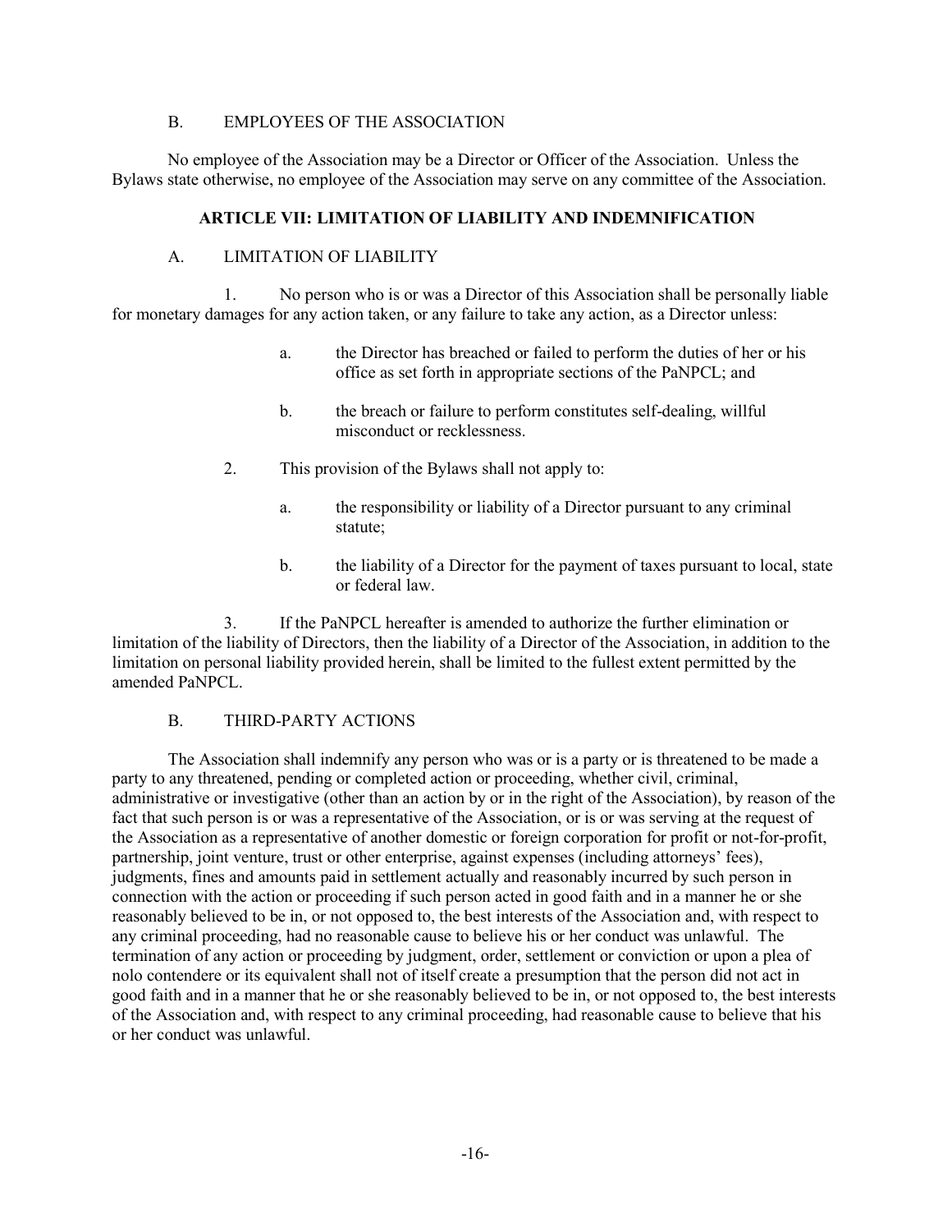### B. EMPLOYEES OF THE ASSOCIATION

No employee of the Association may be a Director or Officer of the Association. Unless the Bylaws state otherwise, no employee of the Association may serve on any committee of the Association.

## ARTICLE VII: LIMITATION OF LIABILITY AND INDEMNIFICATION

### A. LIMITATION OF LIABILITY

1. No person who is or was a Director of this Association shall be personally liable for monetary damages for any action taken, or any failure to take any action, as a Director unless:

   a. the Director has breached or failed to perform the duties of her or his office as set forth in appropriate sections of the PaNPCL; and

   b. the breach or failure to perform constitutes self-dealing, willful misconduct or recklessness.

2. This provision of the Bylaws shall not apply to:

   a. the responsibility or liability of a Director pursuant to any criminal statute;

   b. the liability of a Director for the payment of taxes pursuant to local, state or federal law.

3. If the PaNPCL hereafter is amended to authorize the further elimination or limitation of the liability of Directors, then the liability of a Director of the Association, in addition to the limitation on personal liability provided herein, shall be limited to the fullest extent permitted by the amended PaNPCL.

### B. THIRD-PARTY ACTIONS

The Association shall indemnify any person who was or is a party or is threatened to be made a party to any threatened, pending or completed action or proceeding, whether civil, criminal, administrative or investigative (other than an action by or in the right of the Association), by reason of the fact that such person is or was a representative of the Association, or is or was serving at the request of the Association as a representative of another domestic or foreign corporation for profit or not-for-profit, partnership, joint venture, trust or other enterprise, against expenses (including attorneys' fees), judgments, fines and amounts paid in settlement actually and reasonably incurred by such person in connection with the action or proceeding if such person acted in good faith and in a manner he or she reasonably believed to be in, or not opposed to, the best interests of the Association and, with respect to any criminal proceeding, had no reasonable cause to believe his or her conduct was unlawful. The termination of any action or proceeding by judgment, order, settlement or conviction or upon a plea of nolo contendere or its equivalent shall not of itself create a presumption that the person did not act in good faith and in a manner that he or she reasonably believed to be in, or not opposed to, the best interests of the Association and, with respect to any criminal proceeding, had reasonable cause to believe that his or her conduct was unlawful.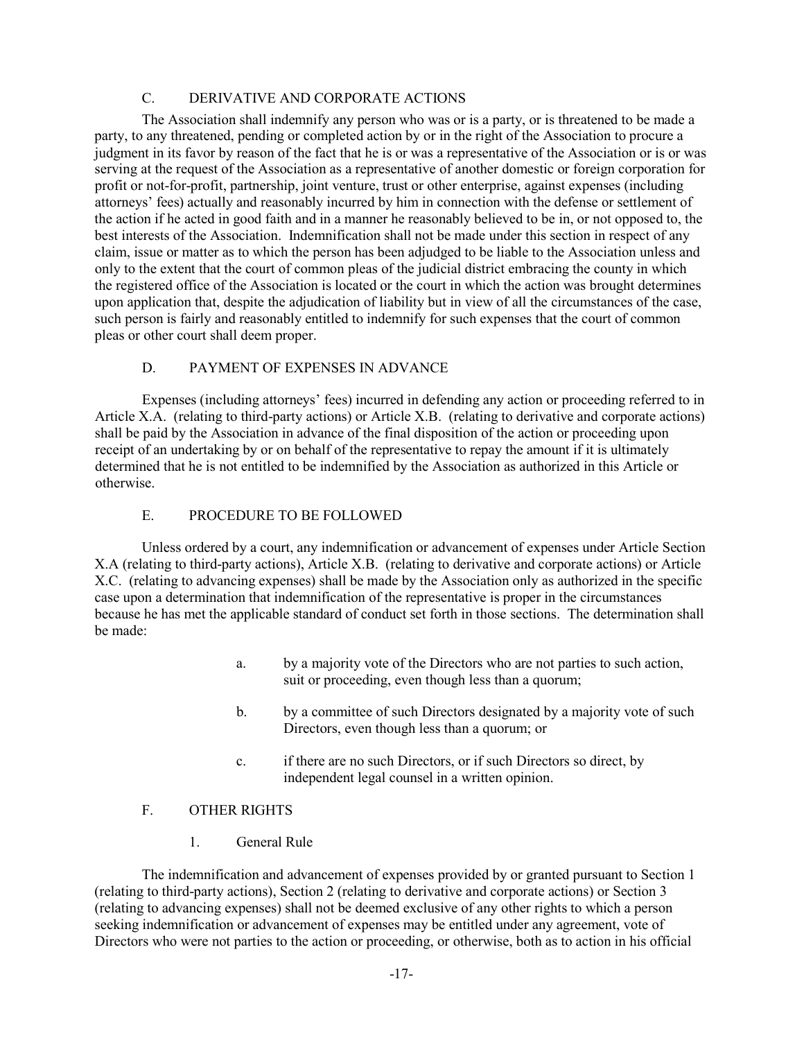### C. DERIVATIVE AND CORPORATE ACTIONS

The Association shall indemnify any person who was or is a party, or is threatened to be made a party, to any threatened, pending or completed action by or in the right of the Association to procure a judgment in its favor by reason of the fact that he is or was a representative of the Association or is or was serving at the request of the Association as a representative of another domestic or foreign corporation for profit or not-for-profit, partnership, joint venture, trust or other enterprise, against expenses (including attorneys' fees) actually and reasonably incurred by him in connection with the defense or settlement of the action if he acted in good faith and in a manner he reasonably believed to be in, or not opposed to, the best interests of the Association. Indemnification shall not be made under this section in respect of any claim, issue or matter as to which the person has been adjudged to be liable to the Association unless and only to the extent that the court of common pleas of the judicial district embracing the county in which the registered office of the Association is located or the court in which the action was brought determines upon application that, despite the adjudication of liability but in view of all the circumstances of the case, such person is fairly and reasonably entitled to indemnify for such expenses that the court of common pleas or other court shall deem proper.

### D. PAYMENT OF EXPENSES IN ADVANCE

Expenses (including attorneys' fees) incurred in defending any action or proceeding referred to in Article X.A. (relating to third-party actions) or Article X.B. (relating to derivative and corporate actions) shall be paid by the Association in advance of the final disposition of the action or proceeding upon receipt of an undertaking by or on behalf of the representative to repay the amount if it is ultimately determined that he is not entitled to be indemnified by the Association as authorized in this Article or otherwise.

### E. PROCEDURE TO BE FOLLOWED

Unless ordered by a court, any indemnification or advancement of expenses under Article Section X.A (relating to third-party actions), Article X.B. (relating to derivative and corporate actions) or Article X.C. (relating to advancing expenses) shall be made by the Association only as authorized in the specific case upon a determination that indemnification of the representative is proper in the circumstances because he has met the applicable standard of conduct set forth in those sections. The determination shall be made:

a. by a majority vote of the Directors who are not parties to such action, suit or proceeding, even though less than a quorum;

b. by a committee of such Directors designated by a majority vote of such Directors, even though less than a quorum; or

c. if there are no such Directors, or if such Directors so direct, by independent legal counsel in a written opinion.

### F. OTHER RIGHTS

#### 1. General Rule

The indemnification and advancement of expenses provided by or granted pursuant to Section 1 (relating to third-party actions), Section 2 (relating to derivative and corporate actions) or Section 3 (relating to advancing expenses) shall not be deemed exclusive of any other rights to which a person seeking indemnification or advancement of expenses may be entitled under any agreement, vote of Directors who were not parties to the action or proceeding, or otherwise, both as to action in his official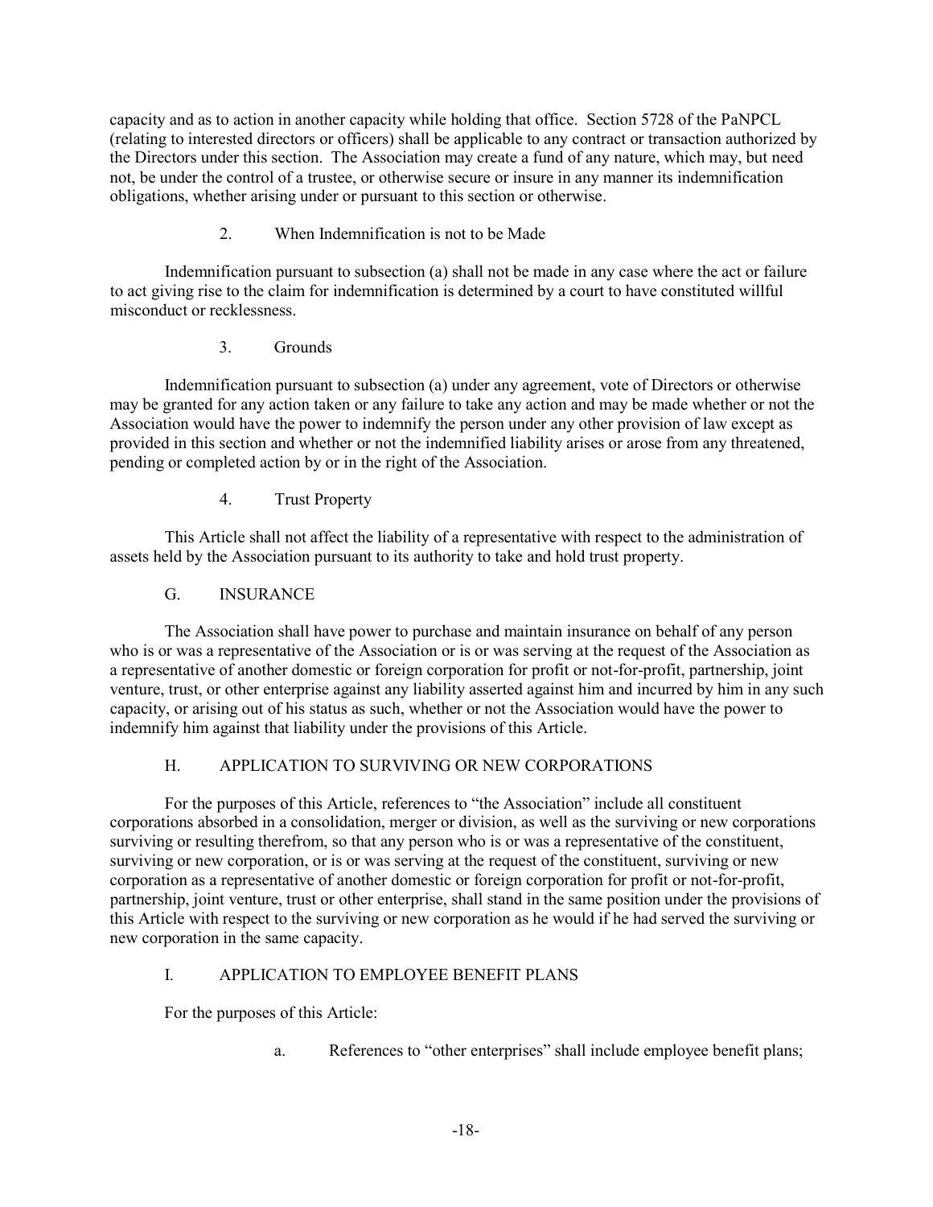capacity and as to action in another capacity while holding that office. Section 5728 of the PaNPCL (relating to interested directors or officers) shall be applicable to any contract or transaction authorized by the Directors under this section. The Association may create a fund of any nature, which may, but need not, be under the control of a trustee, or otherwise secure or insure in any manner its indemnification obligations, whether arising under or pursuant to this section or otherwise.

2. When Indemnification is not to be Made

Indemnification pursuant to subsection (a) shall not be made in any case where the act or failure to act giving rise to the claim for indemnification is determined by a court to have constituted willful misconduct or recklessness.

3. Grounds

Indemnification pursuant to subsection (a) under any agreement, vote of Directors or otherwise may be granted for any action taken or any failure to take any action and may be made whether or not the Association would have the power to indemnify the person under any other provision of law except as provided in this section and whether or not the indemnified liability arises or arose from any threatened, pending or completed action by or in the right of the Association.

4. Trust Property

This Article shall not affect the liability of a representative with respect to the administration of assets held by the Association pursuant to its authority to take and hold trust property.

## G. INSURANCE

The Association shall have power to purchase and maintain insurance on behalf of any person who is or was a representative of the Association or is or was serving at the request of the Association as a representative of another domestic or foreign corporation for profit or not-for-profit, partnership, joint venture, trust, or other enterprise against any liability asserted against him and incurred by him in any such capacity, or arising out of his status as such, whether or not the Association would have the power to indemnify him against that liability under the provisions of this Article.

## H. APPLICATION TO SURVIVING OR NEW CORPORATIONS

For the purposes of this Article, references to "the Association" include all constituent corporations absorbed in a consolidation, merger or division, as well as the surviving or new corporations surviving or resulting therefrom, so that any person who is or was a representative of the constituent, surviving or new corporation, or is or was serving at the request of the constituent, surviving or new corporation as a representative of another domestic or foreign corporation for profit or not-for-profit, partnership, joint venture, trust or other enterprise, shall stand in the same position under the provisions of this Article with respect to the surviving or new corporation as he would if he had served the surviving or new corporation in the same capacity.

## I. APPLICATION TO EMPLOYEE BENEFIT PLANS

For the purposes of this Article:

a. References to "other enterprises" shall include employee benefit plans;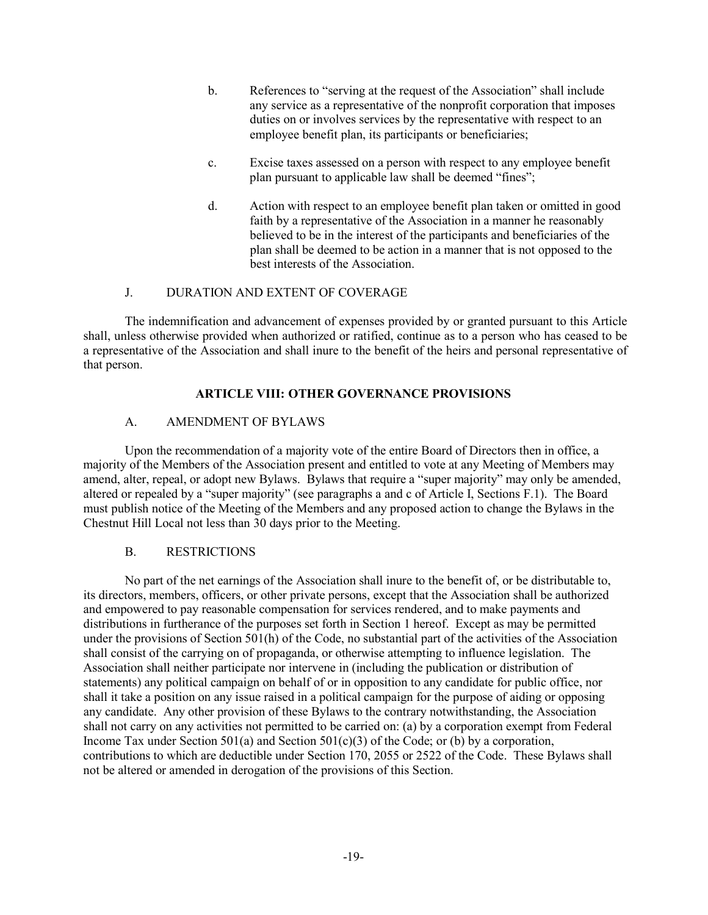b. References to "serving at the request of the Association" shall include any service as a representative of the nonprofit corporation that imposes duties on or involves services by the representative with respect to an employee benefit plan, its participants or beneficiaries;

c. Excise taxes assessed on a person with respect to any employee benefit plan pursuant to applicable law shall be deemed "fines";

d. Action with respect to an employee benefit plan taken or omitted in good faith by a representative of the Association in a manner he reasonably believed to be in the interest of the participants and beneficiaries of the plan shall be deemed to be action in a manner that is not opposed to the best interests of the Association.

J. DURATION AND EXTENT OF COVERAGE

The indemnification and advancement of expenses provided by or granted pursuant to this Article shall, unless otherwise provided when authorized or ratified, continue as to a person who has ceased to be a representative of the Association and shall inure to the benefit of the heirs and personal representative of that person.

## ARTICLE VIII: OTHER GOVERNANCE PROVISIONS

A. AMENDMENT OF BYLAWS

Upon the recommendation of a majority vote of the entire Board of Directors then in office, a majority of the Members of the Association present and entitled to vote at any Meeting of Members may amend, alter, repeal, or adopt new Bylaws. Bylaws that require a "super majority" may only be amended, altered or repealed by a "super majority" (see paragraphs a and c of Article I, Sections F.1). The Board must publish notice of the Meeting of the Members and any proposed action to change the Bylaws in the Chestnut Hill Local not less than 30 days prior to the Meeting.

B. RESTRICTIONS

No part of the net earnings of the Association shall inure to the benefit of, or be distributable to, its directors, members, officers, or other private persons, except that the Association shall be authorized and empowered to pay reasonable compensation for services rendered, and to make payments and distributions in furtherance of the purposes set forth in Section 1 hereof. Except as may be permitted under the provisions of Section 501(h) of the Code, no substantial part of the activities of the Association shall consist of the carrying on of propaganda, or otherwise attempting to influence legislation. The Association shall neither participate nor intervene in (including the publication or distribution of statements) any political campaign on behalf of or in opposition to any candidate for public office, nor shall it take a position on any issue raised in a political campaign for the purpose of aiding or opposing any candidate. Any other provision of these Bylaws to the contrary notwithstanding, the Association shall not carry on any activities not permitted to be carried on: (a) by a corporation exempt from Federal Income Tax under Section 501(a) and Section 501(c)(3) of the Code; or (b) by a corporation, contributions to which are deductible under Section 170, 2055 or 2522 of the Code. These Bylaws shall not be altered or amended in derogation of the provisions of this Section.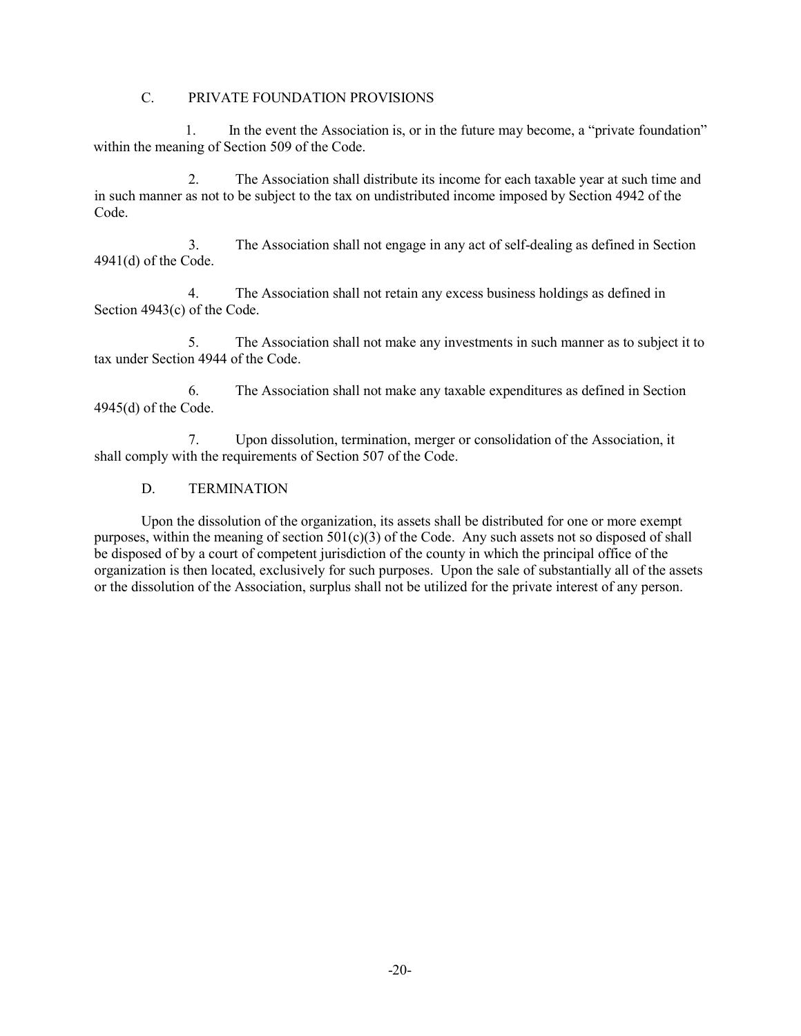## C. PRIVATE FOUNDATION PROVISIONS

1. In the event the Association is, or in the future may become, a "private foundation" within the meaning of Section 509 of the Code.

2. The Association shall distribute its income for each taxable year at such time and in such manner as not to be subject to the tax on undistributed income imposed by Section 4942 of the Code.

3. The Association shall not engage in any act of self-dealing as defined in Section 4941(d) of the Code.

4. The Association shall not retain any excess business holdings as defined in Section 4943(c) of the Code.

5. The Association shall not make any investments in such manner as to subject it to tax under Section 4944 of the Code.

6. The Association shall not make any taxable expenditures as defined in Section 4945(d) of the Code.

7. Upon dissolution, termination, merger or consolidation of the Association, it shall comply with the requirements of Section 507 of the Code.

## D. TERMINATION

Upon the dissolution of the organization, its assets shall be distributed for one or more exempt purposes, within the meaning of section 501(c)(3) of the Code. Any such assets not so disposed of shall be disposed of by a court of competent jurisdiction of the county in which the principal office of the organization is then located, exclusively for such purposes. Upon the sale of substantially all of the assets or the dissolution of the Association, surplus shall not be utilized for the private interest of any person.